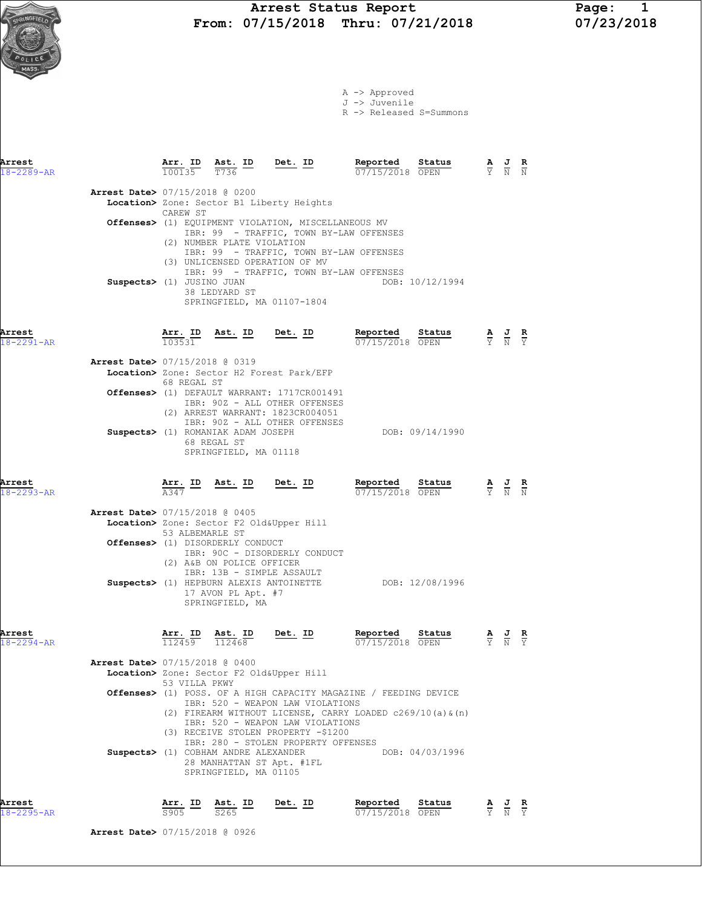# Arrest Status Report

**From: 07/15/2018 Thru: 07/21/2018**

07/23/2018

A -> Approved
J -> Juvenile
R -> Released S=Summons

---

| Arrest | Arr. ID | Ast. ID | Det. ID | Reported | Status | A | J | R |
|---|---|---|---|---|---|---|---|---|
| 18-2289-AR | 100135 | T736 | | 07/15/2018 | OPEN | Y | N | N |

**Arrest Date>** 07/15/2018 @ 0200
**Location>** Zone: Sector B1 Liberty Heights
CAREW ST
**Offenses>** (1) EQUIPMENT VIOLATION, MISCELLANEOUS MV
IBR: 99 - TRAFFIC, TOWN BY-LAW OFFENSES
(2) NUMBER PLATE VIOLATION
IBR: 99 - TRAFFIC, TOWN BY-LAW OFFENSES
(3) UNLICENSED OPERATION OF MV
IBR: 99 - TRAFFIC, TOWN BY-LAW OFFENSES
**Suspects>** (1) JUSINO JUAN DOB: 10/12/1994
38 LEDYARD ST
SPRINGFIELD, MA 01107-1804

---

| Arrest | Arr. ID | Ast. ID | Det. ID | Reported | Status | A | J | R |
|---|---|---|---|---|---|---|---|---|
| 18-2291-AR | 103531 | | | 07/15/2018 | OPEN | Y | N | Y |

**Arrest Date>** 07/15/2018 @ 0319
**Location>** Zone: Sector H2 Forest Park/EFP
68 REGAL ST
**Offenses>** (1) DEFAULT WARRANT: 1717CR001491
IBR: 90Z - ALL OTHER OFFENSES
(2) ARREST WARRANT: 1823CR004051
IBR: 90Z - ALL OTHER OFFENSES
**Suspects>** (1) ROMANIAK ADAM JOSEPH DOB: 09/14/1990
68 REGAL ST
SPRINGFIELD, MA 01118

---

| Arrest | Arr. ID | Ast. ID | Det. ID | Reported | Status | A | J | R |
|---|---|---|---|---|---|---|---|---|
| 18-2293-AR | A347 | | | 07/15/2018 | OPEN | Y | N | N |

**Arrest Date>** 07/15/2018 @ 0405
**Location>** Zone: Sector F2 Old&Upper Hill
53 ALBEMARLE ST
**Offenses>** (1) DISORDERLY CONDUCT
IBR: 90C - DISORDERLY CONDUCT
(2) A&B ON POLICE OFFICER
IBR: 13B - SIMPLE ASSAULT
**Suspects>** (1) HEPBURN ALEXIS ANTOINETTE DOB: 12/08/1996
17 AVON PL Apt. #7
SPRINGFIELD, MA

---

| Arrest | Arr. ID | Ast. ID | Det. ID | Reported | Status | A | J | R |
|---|---|---|---|---|---|---|---|---|
| 18-2294-AR | 112459 | 112468 | | 07/15/2018 | OPEN | Y | N | Y |

**Arrest Date>** 07/15/2018 @ 0400
**Location>** Zone: Sector F2 Old&Upper Hill
53 VILLA PKWY
**Offenses>** (1) POSS. OF A HIGH CAPACITY MAGAZINE / FEEDING DEVICE
IBR: 520 - WEAPON LAW VIOLATIONS
(2) FIREARM WITHOUT LICENSE, CARRY LOADED c269/10(a)&(n)
IBR: 520 - WEAPON LAW VIOLATIONS
(3) RECEIVE STOLEN PROPERTY -$1200
IBR: 280 - STOLEN PROPERTY OFFENSES
**Suspects>** (1) COBHAM ANDRE ALEXANDER DOB: 04/03/1996
28 MANHATTAN ST Apt. #1FL
SPRINGFIELD, MA 01105

---

| Arrest | Arr. ID | Ast. ID | Det. ID | Reported | Status | A | J | R |
|---|---|---|---|---|---|---|---|---|
| 18-2295-AR | S905 | S265 | | 07/15/2018 | OPEN | Y | N | Y |

**Arrest Date>** 07/15/2018 @ 0926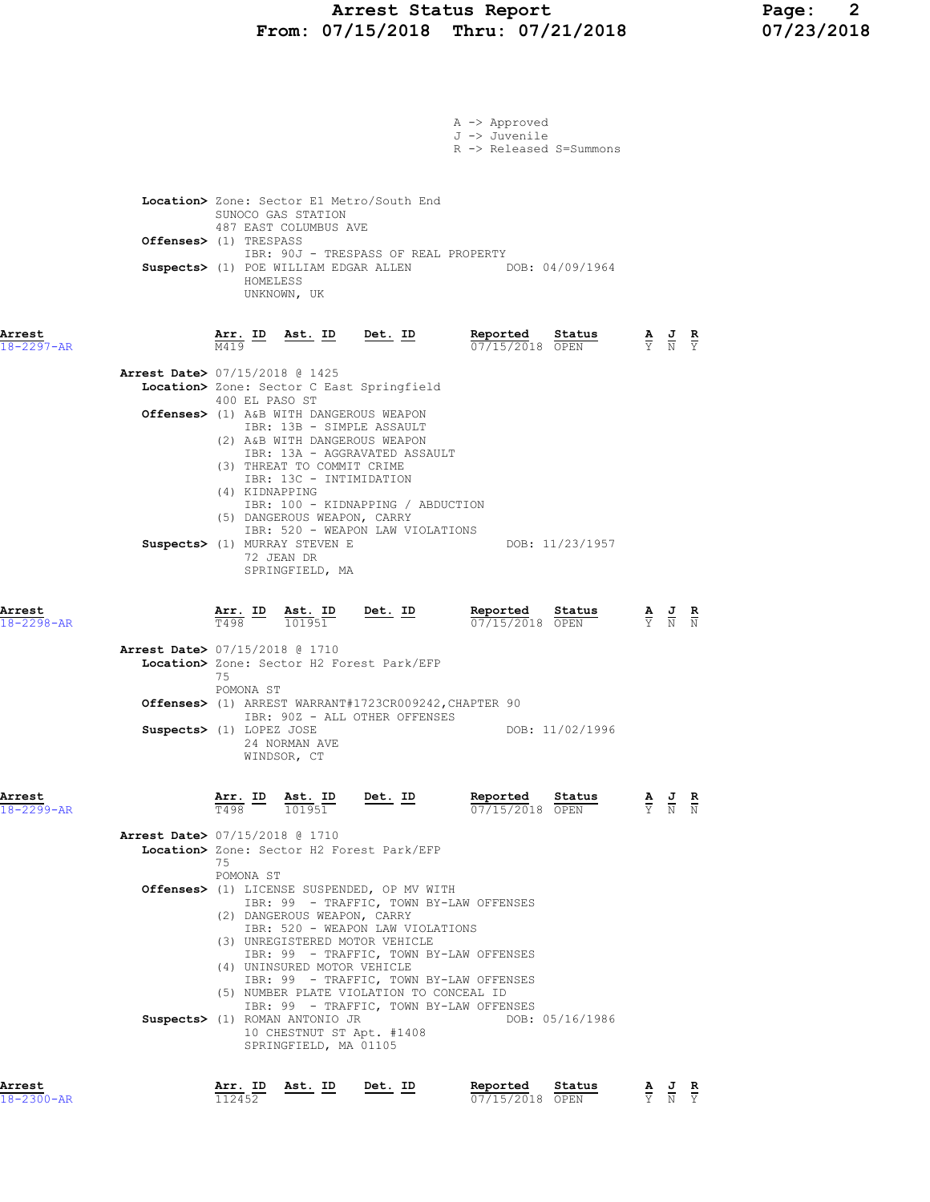A -> Approved
J -> Juvenile
R -> Released S=Summons

**Location>** Zone: Sector E1 Metro/South End
SUNOCO GAS STATION
487 EAST COLUMBUS AVE
**Offenses>** (1) TRESPASS
IBR: 90J - TRESPASS OF REAL PROPERTY
**Suspects>** (1) POE WILLIAM EDGAR ALLEN DOB: 04/09/1964
HOMELESS
UNKNOWN, UK

| Arrest | Arr. ID | Ast. ID | Det. ID | Reported | Status | A | J | R |
|---|---|---|---|---|---|---|---|---|
| 18-2297-AR | M419 | | | 07/15/2018 | OPEN | Y | N | Y |

**Arrest Date>** 07/15/2018 @ 1425
**Location>** Zone: Sector C East Springfield
400 EL PASO ST
**Offenses>** (1) A&B WITH DANGEROUS WEAPON
IBR: 13B - SIMPLE ASSAULT
(2) A&B WITH DANGEROUS WEAPON
IBR: 13A - AGGRAVATED ASSAULT
(3) THREAT TO COMMIT CRIME
IBR: 13C - INTIMIDATION
(4) KIDNAPPING
IBR: 100 - KIDNAPPING / ABDUCTION
(5) DANGEROUS WEAPON, CARRY
IBR: 520 - WEAPON LAW VIOLATIONS
**Suspects>** (1) MURRAY STEVEN E DOB: 11/23/1957
72 JEAN DR
SPRINGFIELD, MA

| Arrest | Arr. ID | Ast. ID | Det. ID | Reported | Status | A | J | R |
|---|---|---|---|---|---|---|---|---|
| 18-2298-AR | T498 | 101951 | | 07/15/2018 | OPEN | Y | N | N |

**Arrest Date>** 07/15/2018 @ 1710
**Location>** Zone: Sector H2 Forest Park/EFP
75
POMONA ST
**Offenses>** (1) ARREST WARRANT#1723CR009242,CHAPTER 90
IBR: 90Z - ALL OTHER OFFENSES
**Suspects>** (1) LOPEZ JOSE DOB: 11/02/1996
24 NORMAN AVE
WINDSOR, CT

| Arrest | Arr. ID | Ast. ID | Det. ID | Reported | Status | A | J | R |
|---|---|---|---|---|---|---|---|---|
| 18-2299-AR | T498 | 101951 | | 07/15/2018 | OPEN | Y | N | N |

**Arrest Date>** 07/15/2018 @ 1710
**Location>** Zone: Sector H2 Forest Park/EFP
75
POMONA ST
**Offenses>** (1) LICENSE SUSPENDED, OP MV WITH
IBR: 99 - TRAFFIC, TOWN BY-LAW OFFENSES
(2) DANGEROUS WEAPON, CARRY
IBR: 520 - WEAPON LAW VIOLATIONS
(3) UNREGISTERED MOTOR VEHICLE
IBR: 99 - TRAFFIC, TOWN BY-LAW OFFENSES
(4) UNINSURED MOTOR VEHICLE
IBR: 99 - TRAFFIC, TOWN BY-LAW OFFENSES
(5) NUMBER PLATE VIOLATION TO CONCEAL ID
IBR: 99 - TRAFFIC, TOWN BY-LAW OFFENSES
**Suspects>** (1) ROMAN ANTONIO JR DOB: 05/16/1986
10 CHESTNUT ST Apt. #1408
SPRINGFIELD, MA 01105

| Arrest | Arr. ID | Ast. ID | Det. ID | Reported | Status | A | J | R |
|---|---|---|---|---|---|---|---|---|
| 18-2300-AR | 112452 | | | 07/15/2018 | OPEN | Y | N | Y |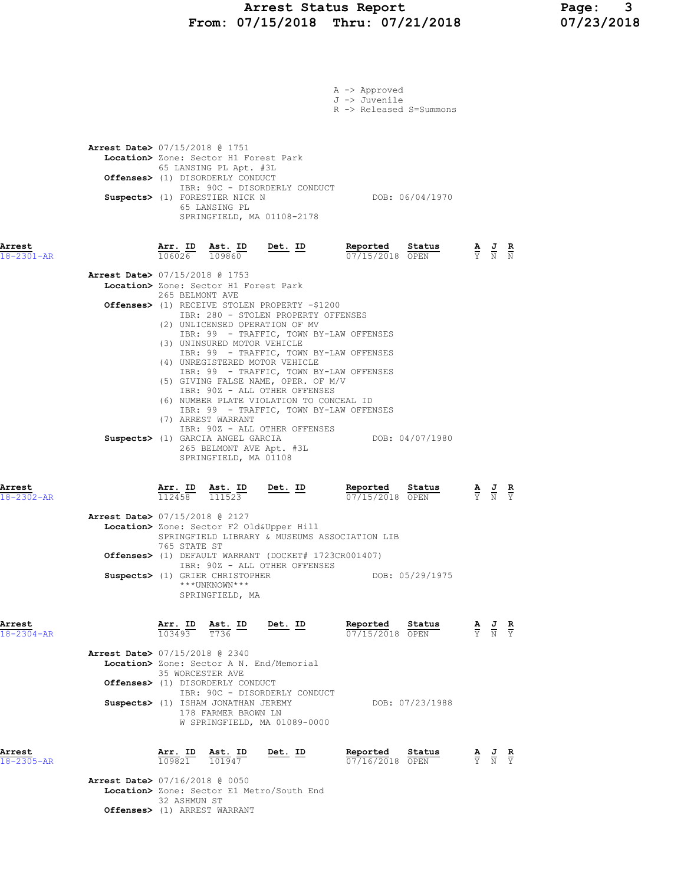A -> Approved
J -> Juvenile
R -> Released S=Summons

**Arrest Date>** 07/15/2018 @ 1751
**Location>** Zone: Sector H1 Forest Park
65 LANSING PL Apt. #3L
**Offenses>** (1) DISORDERLY CONDUCT
IBR: 90C - DISORDERLY CONDUCT
**Suspects>** (1) FORESTIER NICK N DOB: 06/04/1970
65 LANSING PL
SPRINGFIELD, MA 01108-2178

**Arrest** 18-2301-AR

| Arr. ID | Ast. ID | Det. ID | Reported | Status | A | J | R |
|---|---|---|---|---|---|---|---|
| 106026 | 109860 | | 07/15/2018 | OPEN | Y | N | N |

**Arrest Date>** 07/15/2018 @ 1753
**Location>** Zone: Sector H1 Forest Park
265 BELMONT AVE
**Offenses>** (1) RECEIVE STOLEN PROPERTY -$1200
IBR: 280 - STOLEN PROPERTY OFFENSES
(2) UNLICENSED OPERATION OF MV
IBR: 99 - TRAFFIC, TOWN BY-LAW OFFENSES
(3) UNINSURED MOTOR VEHICLE
IBR: 99 - TRAFFIC, TOWN BY-LAW OFFENSES
(4) UNREGISTERED MOTOR VEHICLE
IBR: 99 - TRAFFIC, TOWN BY-LAW OFFENSES
(5) GIVING FALSE NAME, OPER. OF M/V
IBR: 90Z - ALL OTHER OFFENSES
(6) NUMBER PLATE VIOLATION TO CONCEAL ID
IBR: 99 - TRAFFIC, TOWN BY-LAW OFFENSES
(7) ARREST WARRANT
IBR: 90Z - ALL OTHER OFFENSES
**Suspects>** (1) GARCIA ANGEL GARCIA DOB: 04/07/1980
265 BELMONT AVE Apt. #3L
SPRINGFIELD, MA 01108

**Arrest** 18-2302-AR

| Arr. ID | Ast. ID | Det. ID | Reported | Status | A | J | R |
|---|---|---|---|---|---|---|---|
| 112458 | 111523 | | 07/15/2018 | OPEN | Y | N | Y |

**Arrest Date>** 07/15/2018 @ 2127
**Location>** Zone: Sector F2 Old&Upper Hill
SPRINGFIELD LIBRARY & MUSEUMS ASSOCIATION LIB
765 STATE ST
**Offenses>** (1) DEFAULT WARRANT (DOCKET# 1723CR001407)
IBR: 90Z - ALL OTHER OFFENSES
**Suspects>** (1) GRIER CHRISTOPHER DOB: 05/29/1975
\*\*\*UNKNOWN\*\*\*
SPRINGFIELD, MA

**Arrest** 18-2304-AR

| Arr. ID | Ast. ID | Det. ID | Reported | Status | A | J | R |
|---|---|---|---|---|---|---|---|
| 103493 | T736 | | 07/15/2018 | OPEN | Y | N | Y |

**Arrest Date>** 07/15/2018 @ 2340
**Location>** Zone: Sector A N. End/Memorial
35 WORCESTER AVE
**Offenses>** (1) DISORDERLY CONDUCT
IBR: 90C - DISORDERLY CONDUCT
**Suspects>** (1) ISHAM JONATHAN JEREMY DOB: 07/23/1988
178 FARMER BROWN LN
W SPRINGFIELD, MA 01089-0000

**Arrest** 18-2305-AR

| Arr. ID | Ast. ID | Det. ID | Reported | Status | A | J | R |
|---|---|---|---|---|---|---|---|
| 109821 | 101947 | | 07/16/2018 | OPEN | Y | N | Y |

**Arrest Date>** 07/16/2018 @ 0050
**Location>** Zone: Sector E1 Metro/South End
32 ASHMUN ST
**Offenses>** (1) ARREST WARRANT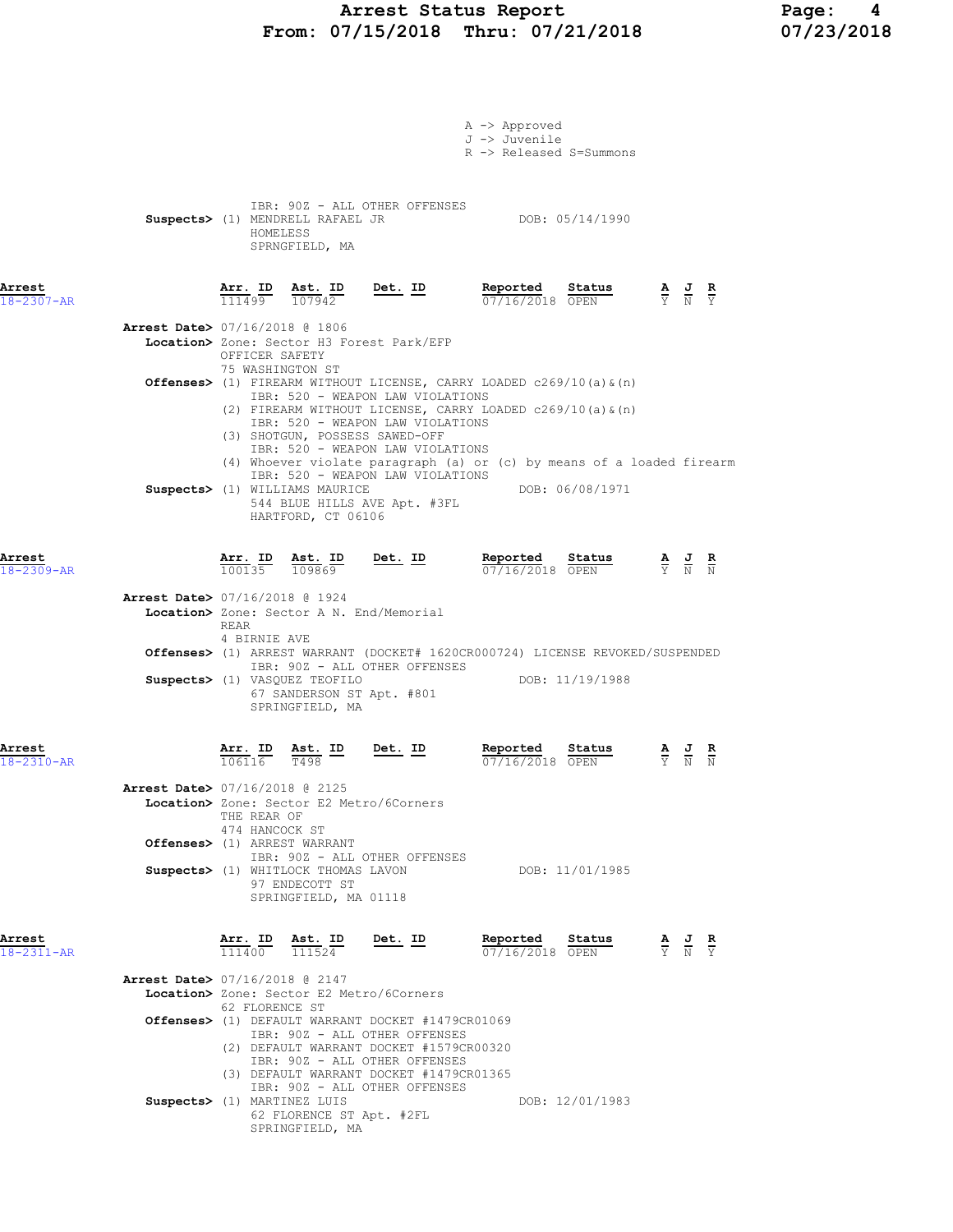A -> Approved
J -> Juvenile
R -> Released S=Summons

IBR: 90Z - ALL OTHER OFFENSES

**Suspects>** (1) MENDRELL RAFAEL JR DOB: 05/14/1990
HOMELESS
SPRNGFIELD, MA

| Arrest | Arr. ID | Ast. ID | Det. ID | Reported | Status | A | J | R |
|---|---|---|---|---|---|---|---|---|
| 18-2307-AR | 111499 | 107942 | | 07/16/2018 | OPEN | Y | N | Y |

**Arrest Date>** 07/16/2018 @ 1806
**Location>** Zone: Sector H3 Forest Park/EFP
OFFICER SAFETY
75 WASHINGTON ST
**Offenses>** (1) FIREARM WITHOUT LICENSE, CARRY LOADED c269/10(a)&(n)
IBR: 520 - WEAPON LAW VIOLATIONS
(2) FIREARM WITHOUT LICENSE, CARRY LOADED c269/10(a)&(n)
IBR: 520 - WEAPON LAW VIOLATIONS
(3) SHOTGUN, POSSESS SAWED-OFF
IBR: 520 - WEAPON LAW VIOLATIONS
(4) Whoever violate paragraph (a) or (c) by means of a loaded firearm
IBR: 520 - WEAPON LAW VIOLATIONS
**Suspects>** (1) WILLIAMS MAURICE DOB: 06/08/1971
544 BLUE HILLS AVE Apt. #3FL
HARTFORD, CT 06106

| Arrest | Arr. ID | Ast. ID | Det. ID | Reported | Status | A | J | R |
|---|---|---|---|---|---|---|---|---|
| 18-2309-AR | 100135 | 109869 | | 07/16/2018 | OPEN | Y | N | N |

**Arrest Date>** 07/16/2018 @ 1924
**Location>** Zone: Sector A N. End/Memorial
REAR
4 BIRNIE AVE
**Offenses>** (1) ARREST WARRANT (DOCKET# 1620CR000724) LICENSE REVOKED/SUSPENDED
IBR: 90Z - ALL OTHER OFFENSES
**Suspects>** (1) VASQUEZ TEOFILO DOB: 11/19/1988
67 SANDERSON ST Apt. #801
SPRINGFIELD, MA

| Arrest | Arr. ID | Ast. ID | Det. ID | Reported | Status | A | J | R |
|---|---|---|---|---|---|---|---|---|
| 18-2310-AR | 106116 | T498 | | 07/16/2018 | OPEN | Y | N | N |

**Arrest Date>** 07/16/2018 @ 2125
**Location>** Zone: Sector E2 Metro/6Corners
THE REAR OF
474 HANCOCK ST
**Offenses>** (1) ARREST WARRANT
IBR: 90Z - ALL OTHER OFFENSES
**Suspects>** (1) WHITLOCK THOMAS LAVON DOB: 11/01/1985
97 ENDECOTT ST
SPRINGFIELD, MA 01118

| Arrest | Arr. ID | Ast. ID | Det. ID | Reported | Status | A | J | R |
|---|---|---|---|---|---|---|---|---|
| 18-2311-AR | 111400 | 111524 | | 07/16/2018 | OPEN | Y | N | Y |

**Arrest Date>** 07/16/2018 @ 2147
**Location>** Zone: Sector E2 Metro/6Corners
62 FLORENCE ST
**Offenses>** (1) DEFAULT WARRANT DOCKET #1479CR01069
IBR: 90Z - ALL OTHER OFFENSES
(2) DEFAULT WARRANT DOCKET #1579CR00320
IBR: 90Z - ALL OTHER OFFENSES
(3) DEFAULT WARRANT DOCKET #1479CR01365
IBR: 90Z - ALL OTHER OFFENSES
**Suspects>** (1) MARTINEZ LUIS DOB: 12/01/1983
62 FLORENCE ST Apt. #2FL
SPRINGFIELD, MA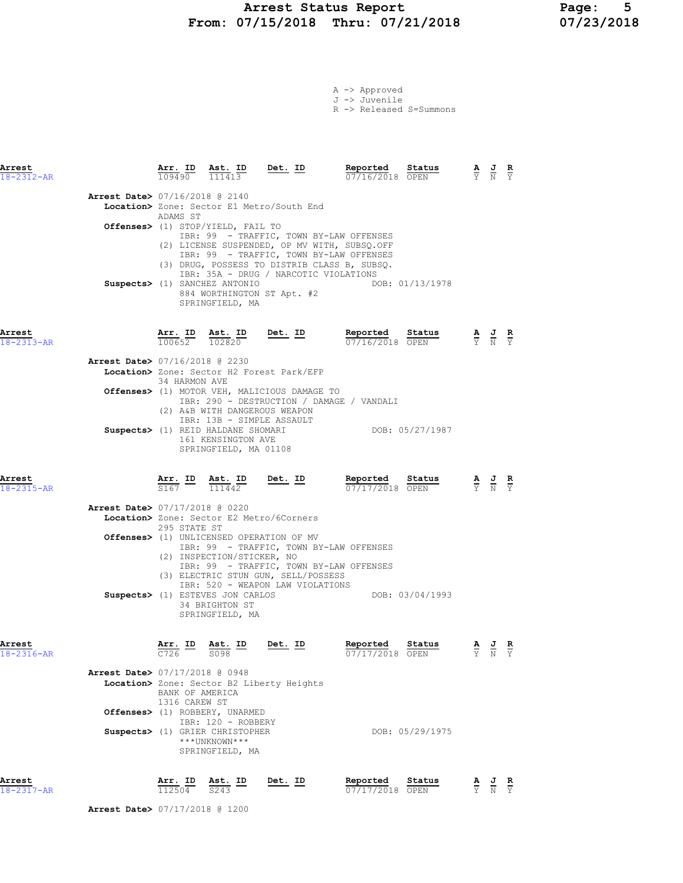A -> Approved
J -> Juvenile
R -> Released S=Summons

| Arrest | Arr. ID | Ast. ID | Det. ID | Reported | Status | A | J | R |
|---|---|---|---|---|---|---|---|---|
| 18-2312-AR | 109490 | 111413 | | 07/16/2018 | OPEN | Y | N | Y |

**Arrest Date>** 07/16/2018 @ 2140
**Location>** Zone: Sector E1 Metro/South End
ADAMS ST
**Offenses>** (1) STOP/YIELD, FAIL TO
IBR: 99 - TRAFFIC, TOWN BY-LAW OFFENSES
(2) LICENSE SUSPENDED, OP MV WITH, SUBSQ.OFF
IBR: 99 - TRAFFIC, TOWN BY-LAW OFFENSES
(3) DRUG, POSSESS TO DISTRIB CLASS B, SUBSQ.
IBR: 35A - DRUG / NARCOTIC VIOLATIONS
**Suspects>** (1) SANCHEZ ANTONIO DOB: 01/13/1978
884 WORTHINGTON ST Apt. #2
SPRINGFIELD, MA

| Arrest | Arr. ID | Ast. ID | Det. ID | Reported | Status | A | J | R |
|---|---|---|---|---|---|---|---|---|
| 18-2313-AR | 100652 | 102820 | | 07/16/2018 | OPEN | Y | N | Y |

**Arrest Date>** 07/16/2018 @ 2230
**Location>** Zone: Sector H2 Forest Park/EFP
34 HARMON AVE
**Offenses>** (1) MOTOR VEH, MALICIOUS DAMAGE TO
IBR: 290 - DESTRUCTION / DAMAGE / VANDALI
(2) A&B WITH DANGEROUS WEAPON
IBR: 13B - SIMPLE ASSAULT
**Suspects>** (1) REID HALDANE SHOMARI DOB: 05/27/1987
161 KENSINGTON AVE
SPRINGFIELD, MA 01108

| Arrest | Arr. ID | Ast. ID | Det. ID | Reported | Status | A | J | R |
|---|---|---|---|---|---|---|---|---|
| 18-2315-AR | S167 | 111442 | | 07/17/2018 | OPEN | Y | N | Y |

**Arrest Date>** 07/17/2018 @ 0220
**Location>** Zone: Sector E2 Metro/6Corners
295 STATE ST
**Offenses>** (1) UNLICENSED OPERATION OF MV
IBR: 99 - TRAFFIC, TOWN BY-LAW OFFENSES
(2) INSPECTION/STICKER, NO
IBR: 99 - TRAFFIC, TOWN BY-LAW OFFENSES
(3) ELECTRIC STUN GUN, SELL/POSSESS
IBR: 520 - WEAPON LAW VIOLATIONS
**Suspects>** (1) ESTEVES JON CARLOS DOB: 03/04/1993
34 BRIGHTON ST
SPRINGFIELD, MA

| Arrest | Arr. ID | Ast. ID | Det. ID | Reported | Status | A | J | R |
|---|---|---|---|---|---|---|---|---|
| 18-2316-AR | C726 | S098 | | 07/17/2018 | OPEN | Y | N | Y |

**Arrest Date>** 07/17/2018 @ 0948
**Location>** Zone: Sector B2 Liberty Heights
BANK OF AMERICA
1316 CAREW ST
**Offenses>** (1) ROBBERY, UNARMED
IBR: 120 - ROBBERY
**Suspects>** (1) GRIER CHRISTOPHER DOB: 05/29/1975
\*\*\*UNKNOWN\*\*\*
SPRINGFIELD, MA

| Arrest | Arr. ID | Ast. ID | Det. ID | Reported | Status | A | J | R |
|---|---|---|---|---|---|---|---|---|
| 18-2317-AR | 112504 | S243 | | 07/17/2018 | OPEN | Y | N | Y |

**Arrest Date>** 07/17/2018 @ 1200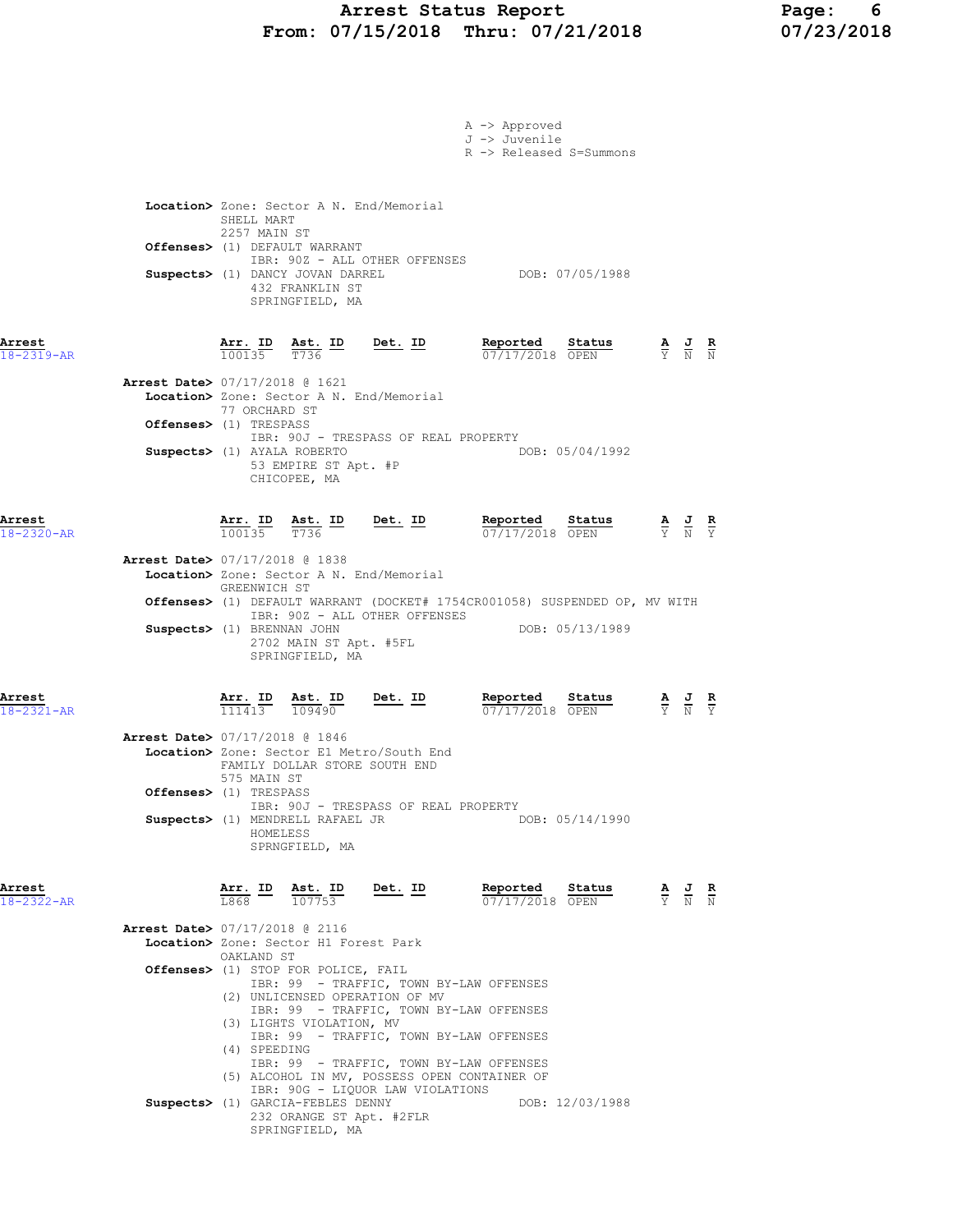A -> Approved
J -> Juvenile
R -> Released S=Summons

**Location>** Zone: Sector A N. End/Memorial
SHELL MART
2257 MAIN ST
**Offenses>** (1) DEFAULT WARRANT
IBR: 90Z - ALL OTHER OFFENSES
**Suspects>** (1) DANCY JOVAN DARREL DOB: 07/05/1988
432 FRANKLIN ST
SPRINGFIELD, MA

| Arrest | Arr. ID | Ast. ID | Det. ID | Reported | Status | A | J | R |
|---|---|---|---|---|---|---|---|---|
| 18-2319-AR | 100135 | T736 | | 07/17/2018 | OPEN | Y | N | N |

**Arrest Date>** 07/17/2018 @ 1621
**Location>** Zone: Sector A N. End/Memorial
77 ORCHARD ST
**Offenses>** (1) TRESPASS
IBR: 90J - TRESPASS OF REAL PROPERTY
**Suspects>** (1) AYALA ROBERTO DOB: 05/04/1992
53 EMPIRE ST Apt. #P
CHICOPEE, MA

| Arrest | Arr. ID | Ast. ID | Det. ID | Reported | Status | A | J | R |
|---|---|---|---|---|---|---|---|---|
| 18-2320-AR | 100135 | T736 | | 07/17/2018 | OPEN | Y | N | Y |

**Arrest Date>** 07/17/2018 @ 1838
**Location>** Zone: Sector A N. End/Memorial
GREENWICH ST
**Offenses>** (1) DEFAULT WARRANT (DOCKET# 1754CR001058) SUSPENDED OP, MV WITH
IBR: 90Z - ALL OTHER OFFENSES
**Suspects>** (1) BRENNAN JOHN DOB: 05/13/1989
2702 MAIN ST Apt. #5FL
SPRINGFIELD, MA

| Arrest | Arr. ID | Ast. ID | Det. ID | Reported | Status | A | J | R |
|---|---|---|---|---|---|---|---|---|
| 18-2321-AR | 111413 | 109490 | | 07/17/2018 | OPEN | Y | N | Y |

**Arrest Date>** 07/17/2018 @ 1846
**Location>** Zone: Sector E1 Metro/South End
FAMILY DOLLAR STORE SOUTH END
575 MAIN ST
**Offenses>** (1) TRESPASS
IBR: 90J - TRESPASS OF REAL PROPERTY
**Suspects>** (1) MENDRELL RAFAEL JR DOB: 05/14/1990
HOMELESS
SPRNGFIELD, MA

| Arrest | Arr. ID | Ast. ID | Det. ID | Reported | Status | A | J | R |
|---|---|---|---|---|---|---|---|---|
| 18-2322-AR | L868 | 107753 | | 07/17/2018 | OPEN | Y | N | N |

**Arrest Date>** 07/17/2018 @ 2116
**Location>** Zone: Sector H1 Forest Park
OAKLAND ST
**Offenses>** (1) STOP FOR POLICE, FAIL
IBR: 99 - TRAFFIC, TOWN BY-LAW OFFENSES
(2) UNLICENSED OPERATION OF MV
IBR: 99 - TRAFFIC, TOWN BY-LAW OFFENSES
(3) LIGHTS VIOLATION, MV
IBR: 99 - TRAFFIC, TOWN BY-LAW OFFENSES
(4) SPEEDING
IBR: 99 - TRAFFIC, TOWN BY-LAW OFFENSES
(5) ALCOHOL IN MV, POSSESS OPEN CONTAINER OF
IBR: 90G - LIQUOR LAW VIOLATIONS
**Suspects>** (1) GARCIA-FEBLES DENNY DOB: 12/03/1988
232 ORANGE ST Apt. #2FLR
SPRINGFIELD, MA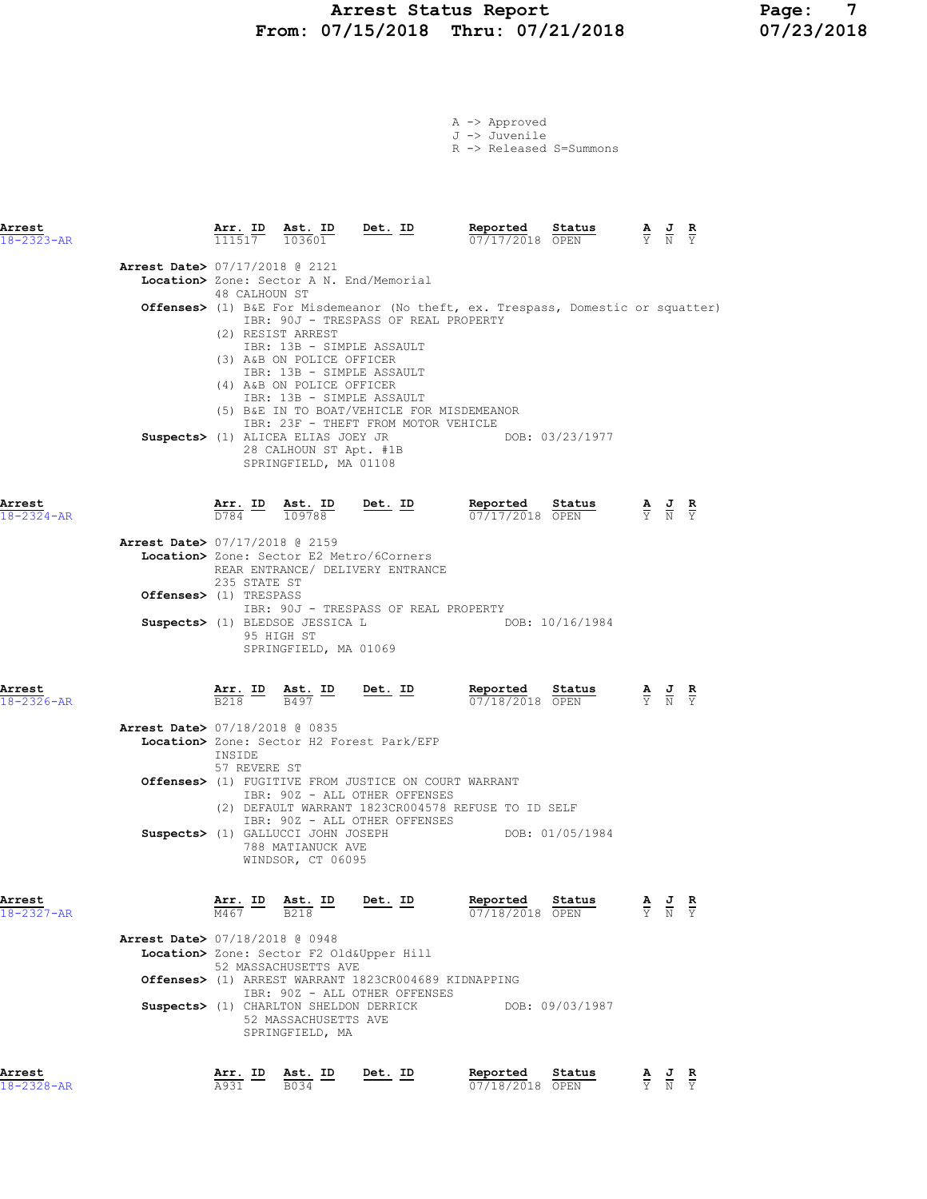# Arrest Status Report
## From: 07/15/2018 Thru: 07/21/2018

A -> Approved
J -> Juvenile
R -> Released S=Summons

---

**Arrest** 18-2323-AR

| Arr. ID | Ast. ID | Det. ID | Reported | Status | A | J | R |
|---|---|---|---|---|---|---|---|
| 111517 | 103601 | | 07/17/2018 | OPEN | Y | N | Y |

**Arrest Date>** 07/17/2018 @ 2121
**Location>** Zone: Sector A N. End/Memorial
48 CALHOUN ST
**Offenses>** (1) B&E For Misdemeanor (No theft, ex. Trespass, Domestic or squatter)
IBR: 90J - TRESPASS OF REAL PROPERTY
(2) RESIST ARREST
IBR: 13B - SIMPLE ASSAULT
(3) A&B ON POLICE OFFICER
IBR: 13B - SIMPLE ASSAULT
(4) A&B ON POLICE OFFICER
IBR: 13B - SIMPLE ASSAULT
(5) B&E IN TO BOAT/VEHICLE FOR MISDEMEANOR
IBR: 23F - THEFT FROM MOTOR VEHICLE
**Suspects>** (1) ALICEA ELIAS JOEY JR DOB: 03/23/1977
28 CALHOUN ST Apt. #1B
SPRINGFIELD, MA 01108

---

**Arrest** 18-2324-AR

| Arr. ID | Ast. ID | Det. ID | Reported | Status | A | J | R |
|---|---|---|---|---|---|---|---|
| D784 | 109788 | | 07/17/2018 | OPEN | Y | N | Y |

**Arrest Date>** 07/17/2018 @ 2159
**Location>** Zone: Sector E2 Metro/6Corners
REAR ENTRANCE/ DELIVERY ENTRANCE
235 STATE ST
**Offenses>** (1) TRESPASS
IBR: 90J - TRESPASS OF REAL PROPERTY
**Suspects>** (1) BLEDSOE JESSICA L DOB: 10/16/1984
95 HIGH ST
SPRINGFIELD, MA 01069

---

**Arrest** 18-2326-AR

| Arr. ID | Ast. ID | Det. ID | Reported | Status | A | J | R |
|---|---|---|---|---|---|---|---|
| B218 | B497 | | 07/18/2018 | OPEN | Y | N | Y |

**Arrest Date>** 07/18/2018 @ 0835
**Location>** Zone: Sector H2 Forest Park/EFP
INSIDE
57 REVERE ST
**Offenses>** (1) FUGITIVE FROM JUSTICE ON COURT WARRANT
IBR: 90Z - ALL OTHER OFFENSES
(2) DEFAULT WARRANT 1823CR004578 REFUSE TO ID SELF
IBR: 90Z - ALL OTHER OFFENSES
**Suspects>** (1) GALLUCCI JOHN JOSEPH DOB: 01/05/1984
788 MATIANUCK AVE
WINDSOR, CT 06095

---

**Arrest** 18-2327-AR

| Arr. ID | Ast. ID | Det. ID | Reported | Status | A | J | R |
|---|---|---|---|---|---|---|---|
| M467 | B218 | | 07/18/2018 | OPEN | Y | N | Y |

**Arrest Date>** 07/18/2018 @ 0948
**Location>** Zone: Sector F2 Old&Upper Hill
52 MASSACHUSETTS AVE
**Offenses>** (1) ARREST WARRANT 1823CR004689 KIDNAPPING
IBR: 90Z - ALL OTHER OFFENSES
**Suspects>** (1) CHARLTON SHELDON DERRICK DOB: 09/03/1987
52 MASSACHUSETTS AVE
SPRINGFIELD, MA

---

**Arrest** 18-2328-AR

| Arr. ID | Ast. ID | Det. ID | Reported | Status | A | J | R |
|---|---|---|---|---|---|---|---|
| A931 | B034 | | 07/18/2018 | OPEN | Y | N | Y |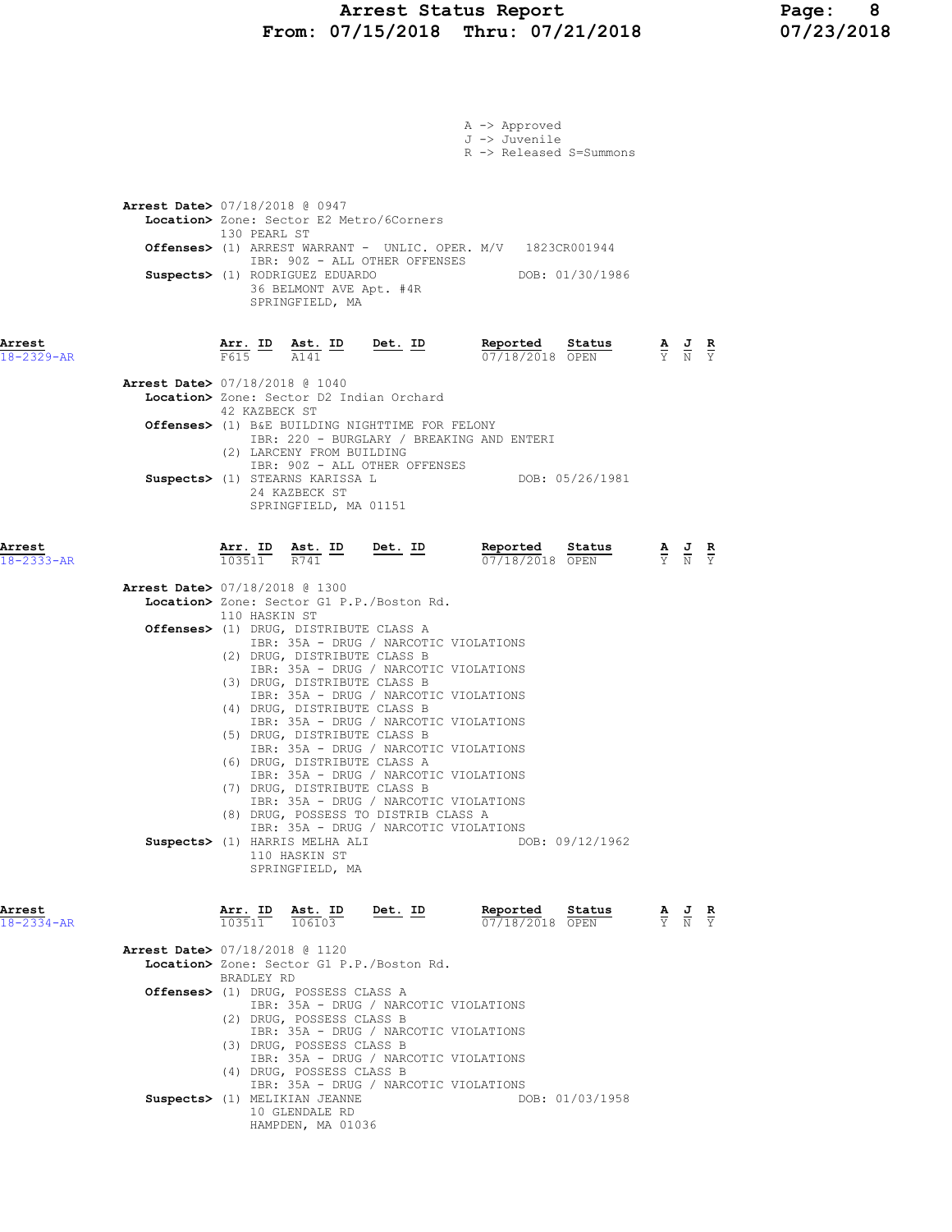A -> Approved
J -> Juvenile
R -> Released S=Summons

**Arrest Date>** 07/18/2018 @ 0947
**Location>** Zone: Sector E2 Metro/6Corners
130 PEARL ST
**Offenses>** (1) ARREST WARRANT - UNLIC. OPER. M/V 1823CR001944
IBR: 90Z - ALL OTHER OFFENSES
**Suspects>** (1) RODRIGUEZ EDUARDO DOB: 01/30/1986
36 BELMONT AVE Apt. #4R
SPRINGFIELD, MA

| Arrest | Arr. ID | Ast. ID | Det. ID | Reported | Status | A | J | R |
|---|---|---|---|---|---|---|---|---|
| 18-2329-AR | F615 | A141 | | 07/18/2018 | OPEN | Y | N | Y |

**Arrest Date>** 07/18/2018 @ 1040
**Location>** Zone: Sector D2 Indian Orchard
42 KAZBECK ST
**Offenses>** (1) B&E BUILDING NIGHTTIME FOR FELONY
IBR: 220 - BURGLARY / BREAKING AND ENTERI
(2) LARCENY FROM BUILDING
IBR: 90Z - ALL OTHER OFFENSES
**Suspects>** (1) STEARNS KARISSA L DOB: 05/26/1981
24 KAZBECK ST
SPRINGFIELD, MA 01151

| Arrest | Arr. ID | Ast. ID | Det. ID | Reported | Status | A | J | R |
|---|---|---|---|---|---|---|---|---|
| 18-2333-AR | 103511 | R741 | | 07/18/2018 | OPEN | Y | N | Y |

**Arrest Date>** 07/18/2018 @ 1300
**Location>** Zone: Sector G1 P.P./Boston Rd.
110 HASKIN ST
**Offenses>** (1) DRUG, DISTRIBUTE CLASS A
IBR: 35A - DRUG / NARCOTIC VIOLATIONS
(2) DRUG, DISTRIBUTE CLASS B
IBR: 35A - DRUG / NARCOTIC VIOLATIONS
(3) DRUG, DISTRIBUTE CLASS B
IBR: 35A - DRUG / NARCOTIC VIOLATIONS
(4) DRUG, DISTRIBUTE CLASS B
IBR: 35A - DRUG / NARCOTIC VIOLATIONS
(5) DRUG, DISTRIBUTE CLASS B
IBR: 35A - DRUG / NARCOTIC VIOLATIONS
(6) DRUG, DISTRIBUTE CLASS A
IBR: 35A - DRUG / NARCOTIC VIOLATIONS
(7) DRUG, DISTRIBUTE CLASS B
IBR: 35A - DRUG / NARCOTIC VIOLATIONS
(8) DRUG, POSSESS TO DISTRIB CLASS A
IBR: 35A - DRUG / NARCOTIC VIOLATIONS
**Suspects>** (1) HARRIS MELHA ALI DOB: 09/12/1962
110 HASKIN ST
SPRINGFIELD, MA

| Arrest | Arr. ID | Ast. ID | Det. ID | Reported | Status | A | J | R |
|---|---|---|---|---|---|---|---|---|
| 18-2334-AR | 103511 | 106103 | | 07/18/2018 | OPEN | Y | N | Y |

**Arrest Date>** 07/18/2018 @ 1120
**Location>** Zone: Sector G1 P.P./Boston Rd.
BRADLEY RD
**Offenses>** (1) DRUG, POSSESS CLASS A
IBR: 35A - DRUG / NARCOTIC VIOLATIONS
(2) DRUG, POSSESS CLASS B
IBR: 35A - DRUG / NARCOTIC VIOLATIONS
(3) DRUG, POSSESS CLASS B
IBR: 35A - DRUG / NARCOTIC VIOLATIONS
(4) DRUG, POSSESS CLASS B
IBR: 35A - DRUG / NARCOTIC VIOLATIONS
**Suspects>** (1) MELIKIAN JEANNE DOB: 01/03/1958
10 GLENDALE RD
HAMPDEN, MA 01036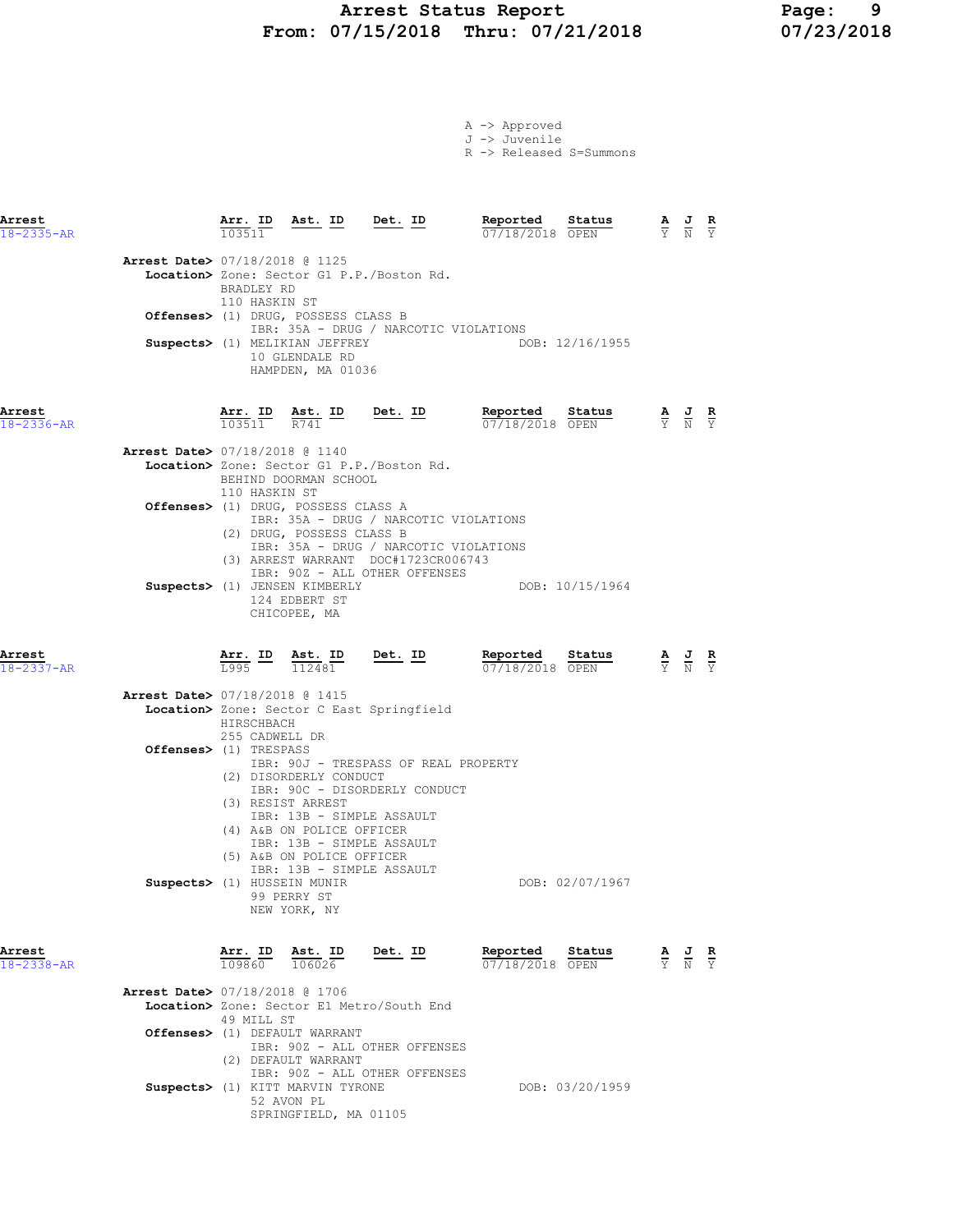A -> Approved
J -> Juvenile
R -> Released S=Summons

| Arrest | Arr. ID | Ast. ID | Det. ID | Reported | Status | A | J | R |
|---|---|---|---|---|---|---|---|---|
| 18-2335-AR | 103511 | | | 07/18/2018 | OPEN | Y | N | Y |

**Arrest Date>** 07/18/2018 @ 1125
**Location>** Zone: Sector G1 P.P./Boston Rd.
BRADLEY RD
110 HASKIN ST
**Offenses>** (1) DRUG, POSSESS CLASS B
IBR: 35A - DRUG / NARCOTIC VIOLATIONS
**Suspects>** (1) MELIKIAN JEFFREY DOB: 12/16/1955
10 GLENDALE RD
HAMPDEN, MA 01036

| Arrest | Arr. ID | Ast. ID | Det. ID | Reported | Status | A | J | R |
|---|---|---|---|---|---|---|---|---|
| 18-2336-AR | 103511 | R741 | | 07/18/2018 | OPEN | Y | N | Y |

**Arrest Date>** 07/18/2018 @ 1140
**Location>** Zone: Sector G1 P.P./Boston Rd.
BEHIND DOORMAN SCHOOL
110 HASKIN ST
**Offenses>** (1) DRUG, POSSESS CLASS A
IBR: 35A - DRUG / NARCOTIC VIOLATIONS
(2) DRUG, POSSESS CLASS B
IBR: 35A - DRUG / NARCOTIC VIOLATIONS
(3) ARREST WARRANT DOC#1723CR006743
IBR: 90Z - ALL OTHER OFFENSES
**Suspects>** (1) JENSEN KIMBERLY DOB: 10/15/1964
124 EDBERT ST
CHICOPEE, MA

| Arrest | Arr. ID | Ast. ID | Det. ID | Reported | Status | A | J | R |
|---|---|---|---|---|---|---|---|---|
| 18-2337-AR | L995 | 112481 | | 07/18/2018 | OPEN | Y | N | Y |

**Arrest Date>** 07/18/2018 @ 1415
**Location>** Zone: Sector C East Springfield
HIRSCHBACH
255 CADWELL DR
**Offenses>** (1) TRESPASS
IBR: 90J - TRESPASS OF REAL PROPERTY
(2) DISORDERLY CONDUCT
IBR: 90C - DISORDERLY CONDUCT
(3) RESIST ARREST
IBR: 13B - SIMPLE ASSAULT
(4) A&B ON POLICE OFFICER
IBR: 13B - SIMPLE ASSAULT
(5) A&B ON POLICE OFFICER
IBR: 13B - SIMPLE ASSAULT
**Suspects>** (1) HUSSEIN MUNIR DOB: 02/07/1967
99 PERRY ST
NEW YORK, NY

| Arrest | Arr. ID | Ast. ID | Det. ID | Reported | Status | A | J | R |
|---|---|---|---|---|---|---|---|---|
| 18-2338-AR | 109860 | 106026 | | 07/18/2018 | OPEN | Y | N | Y |

**Arrest Date>** 07/18/2018 @ 1706
**Location>** Zone: Sector E1 Metro/South End
49 MILL ST
**Offenses>** (1) DEFAULT WARRANT
IBR: 90Z - ALL OTHER OFFENSES
(2) DEFAULT WARRANT
IBR: 90Z - ALL OTHER OFFENSES
**Suspects>** (1) KITT MARVIN TYRONE DOB: 03/20/1959
52 AVON PL
SPRINGFIELD, MA 01105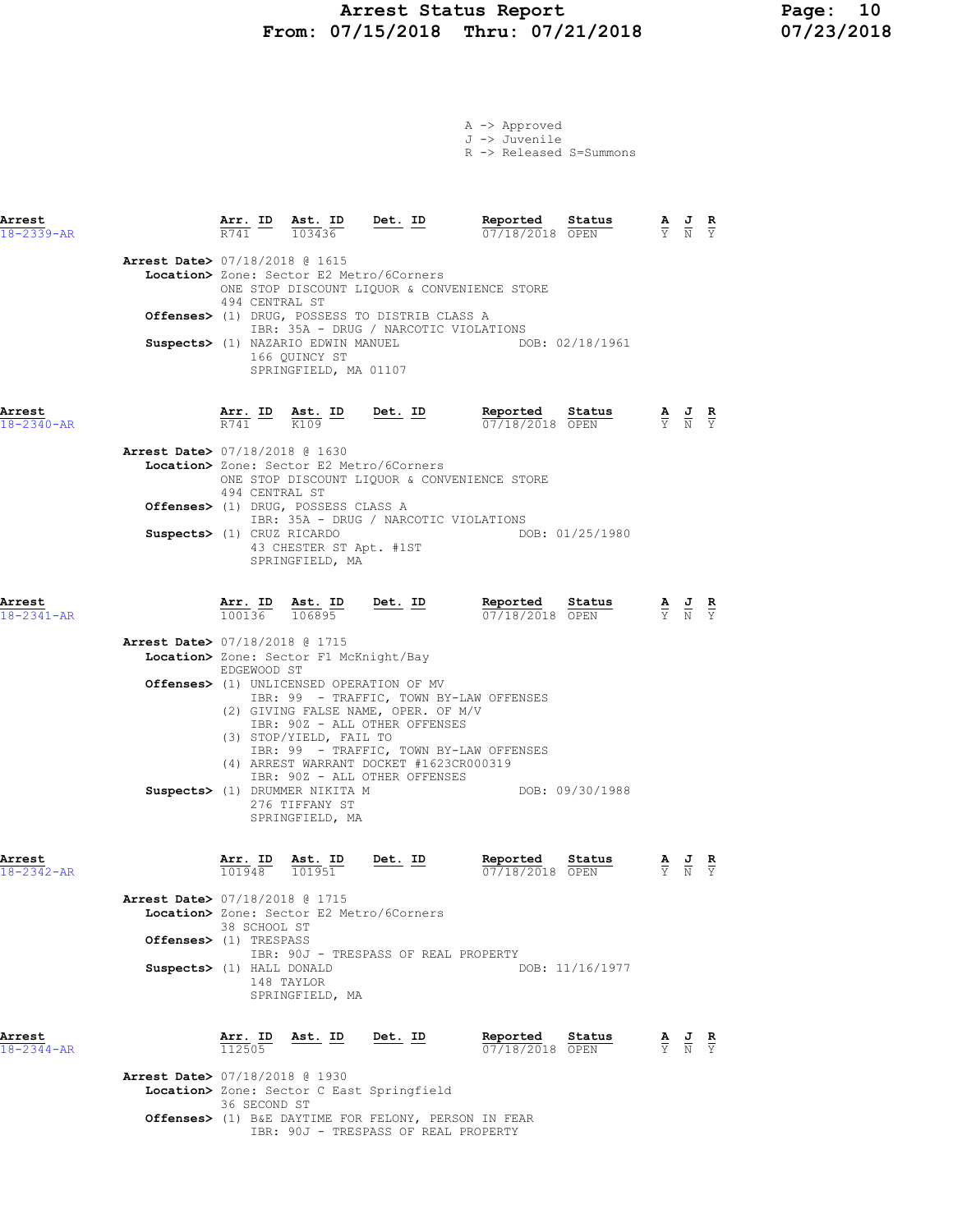# Arrest Status Report
## From: 07/15/2018 Thru: 07/21/2018

A -> Approved
J -> Juvenile
R -> Released S=Summons

---

**Arrest** 18-2339-AR

| Arr. ID | Ast. ID | Det. ID | Reported | Status | A | J | R |
|---|---|---|---|---|---|---|---|
| R741 | 103436 | | 07/18/2018 | OPEN | Y | N | Y |

**Arrest Date>** 07/18/2018 @ 1615
**Location>** Zone: Sector E2 Metro/6Corners
ONE STOP DISCOUNT LIQUOR & CONVENIENCE STORE
494 CENTRAL ST
**Offenses>** (1) DRUG, POSSESS TO DISTRIB CLASS A
IBR: 35A - DRUG / NARCOTIC VIOLATIONS
**Suspects>** (1) NAZARIO EDWIN MANUEL DOB: 02/18/1961
166 QUINCY ST
SPRINGFIELD, MA 01107

---

**Arrest** 18-2340-AR

| Arr. ID | Ast. ID | Det. ID | Reported | Status | A | J | R |
|---|---|---|---|---|---|---|---|
| R741 | K109 | | 07/18/2018 | OPEN | Y | N | Y |

**Arrest Date>** 07/18/2018 @ 1630
**Location>** Zone: Sector E2 Metro/6Corners
ONE STOP DISCOUNT LIQUOR & CONVENIENCE STORE
494 CENTRAL ST
**Offenses>** (1) DRUG, POSSESS CLASS A
IBR: 35A - DRUG / NARCOTIC VIOLATIONS
**Suspects>** (1) CRUZ RICARDO DOB: 01/25/1980
43 CHESTER ST Apt. #1ST
SPRINGFIELD, MA

---

**Arrest** 18-2341-AR

| Arr. ID | Ast. ID | Det. ID | Reported | Status | A | J | R |
|---|---|---|---|---|---|---|---|
| 100136 | 106895 | | 07/18/2018 | OPEN | Y | N | Y |

**Arrest Date>** 07/18/2018 @ 1715
**Location>** Zone: Sector F1 McKnight/Bay
EDGEWOOD ST
**Offenses>** (1) UNLICENSED OPERATION OF MV
IBR: 99 - TRAFFIC, TOWN BY-LAW OFFENSES
(2) GIVING FALSE NAME, OPER. OF M/V
IBR: 90Z - ALL OTHER OFFENSES
(3) STOP/YIELD, FAIL TO
IBR: 99 - TRAFFIC, TOWN BY-LAW OFFENSES
(4) ARREST WARRANT DOCKET #1623CR000319
IBR: 90Z - ALL OTHER OFFENSES
**Suspects>** (1) DRUMMER NIKITA M DOB: 09/30/1988
276 TIFFANY ST
SPRINGFIELD, MA

---

**Arrest** 18-2342-AR

| Arr. ID | Ast. ID | Det. ID | Reported | Status | A | J | R |
|---|---|---|---|---|---|---|---|
| 101948 | 101951 | | 07/18/2018 | OPEN | Y | N | Y |

**Arrest Date>** 07/18/2018 @ 1715
**Location>** Zone: Sector E2 Metro/6Corners
38 SCHOOL ST
**Offenses>** (1) TRESPASS
IBR: 90J - TRESPASS OF REAL PROPERTY
**Suspects>** (1) HALL DONALD DOB: 11/16/1977
148 TAYLOR
SPRINGFIELD, MA

---

**Arrest** 18-2344-AR

| Arr. ID | Ast. ID | Det. ID | Reported | Status | A | J | R |
|---|---|---|---|---|---|---|---|
| 112505 | | | 07/18/2018 | OPEN | Y | N | Y |

**Arrest Date>** 07/18/2018 @ 1930
**Location>** Zone: Sector C East Springfield
36 SECOND ST
**Offenses>** (1) B&E DAYTIME FOR FELONY, PERSON IN FEAR
IBR: 90J - TRESPASS OF REAL PROPERTY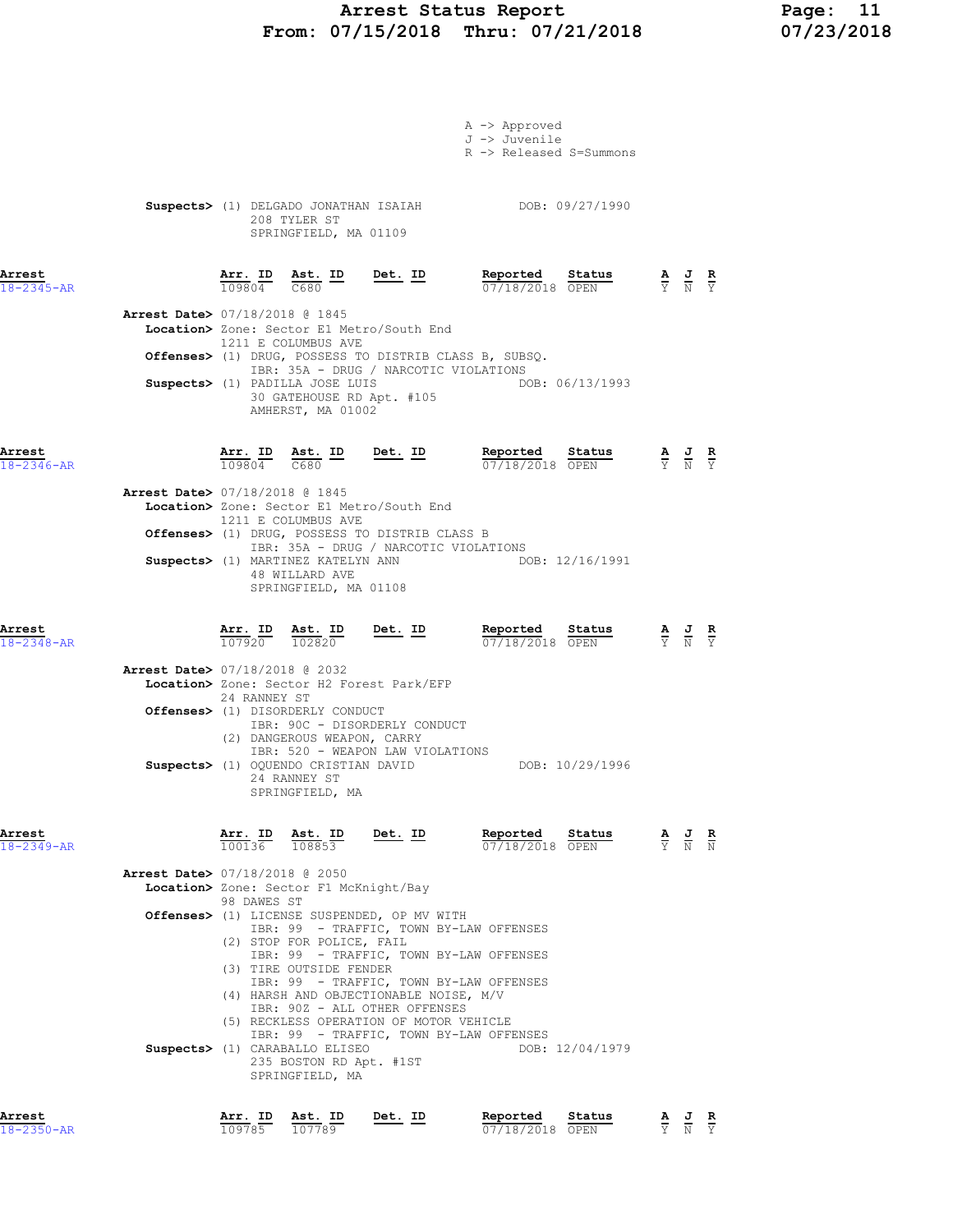A -> Approved
J -> Juvenile
R -> Released S=Summons

**Suspects>** (1) DELGADO JONATHAN ISAIAH DOB: 09/27/1990
208 TYLER ST
SPRINGFIELD, MA 01109

| Arrest | Arr. ID | Ast. ID | Det. ID | Reported | Status | A | J | R |
|---|---|---|---|---|---|---|---|---|
| 18-2345-AR | 109804 | C680 | | 07/18/2018 | OPEN | Y | N | Y |

**Arrest Date>** 07/18/2018 @ 1845
**Location>** Zone: Sector E1 Metro/South End
1211 E COLUMBUS AVE
**Offenses>** (1) DRUG, POSSESS TO DISTRIB CLASS B, SUBSQ.
IBR: 35A - DRUG / NARCOTIC VIOLATIONS
**Suspects>** (1) PADILLA JOSE LUIS DOB: 06/13/1993
30 GATEHOUSE RD Apt. #105
AMHERST, MA 01002

| Arrest | Arr. ID | Ast. ID | Det. ID | Reported | Status | A | J | R |
|---|---|---|---|---|---|---|---|---|
| 18-2346-AR | 109804 | C680 | | 07/18/2018 | OPEN | Y | N | Y |

**Arrest Date>** 07/18/2018 @ 1845
**Location>** Zone: Sector E1 Metro/South End
1211 E COLUMBUS AVE
**Offenses>** (1) DRUG, POSSESS TO DISTRIB CLASS B
IBR: 35A - DRUG / NARCOTIC VIOLATIONS
**Suspects>** (1) MARTINEZ KATELYN ANN DOB: 12/16/1991
48 WILLARD AVE
SPRINGFIELD, MA 01108

| Arrest | Arr. ID | Ast. ID | Det. ID | Reported | Status | A | J | R |
|---|---|---|---|---|---|---|---|---|
| 18-2348-AR | 107920 | 102820 | | 07/18/2018 | OPEN | Y | N | Y |

**Arrest Date>** 07/18/2018 @ 2032
**Location>** Zone: Sector H2 Forest Park/EFP
24 RANNEY ST
**Offenses>** (1) DISORDERLY CONDUCT
IBR: 90C - DISORDERLY CONDUCT
(2) DANGEROUS WEAPON, CARRY
IBR: 520 - WEAPON LAW VIOLATIONS
**Suspects>** (1) OQUENDO CRISTIAN DAVID DOB: 10/29/1996
24 RANNEY ST
SPRINGFIELD, MA

| Arrest | Arr. ID | Ast. ID | Det. ID | Reported | Status | A | J | R |
|---|---|---|---|---|---|---|---|---|
| 18-2349-AR | 100136 | 108853 | | 07/18/2018 | OPEN | Y | N | N |

**Arrest Date>** 07/18/2018 @ 2050
**Location>** Zone: Sector F1 McKnight/Bay
98 DAWES ST
**Offenses>** (1) LICENSE SUSPENDED, OP MV WITH
IBR: 99 - TRAFFIC, TOWN BY-LAW OFFENSES
(2) STOP FOR POLICE, FAIL
IBR: 99 - TRAFFIC, TOWN BY-LAW OFFENSES
(3) TIRE OUTSIDE FENDER
IBR: 99 - TRAFFIC, TOWN BY-LAW OFFENSES
(4) HARSH AND OBJECTIONABLE NOISE, M/V
IBR: 90Z - ALL OTHER OFFENSES
(5) RECKLESS OPERATION OF MOTOR VEHICLE
IBR: 99 - TRAFFIC, TOWN BY-LAW OFFENSES
**Suspects>** (1) CARABALLO ELISEO DOB: 12/04/1979
235 BOSTON RD Apt. #1ST
SPRINGFIELD, MA

| Arrest | Arr. ID | Ast. ID | Det. ID | Reported | Status | A | J | R |
|---|---|---|---|---|---|---|---|---|
| 18-2350-AR | 109785 | 107789 | | 07/18/2018 | OPEN | Y | N | Y |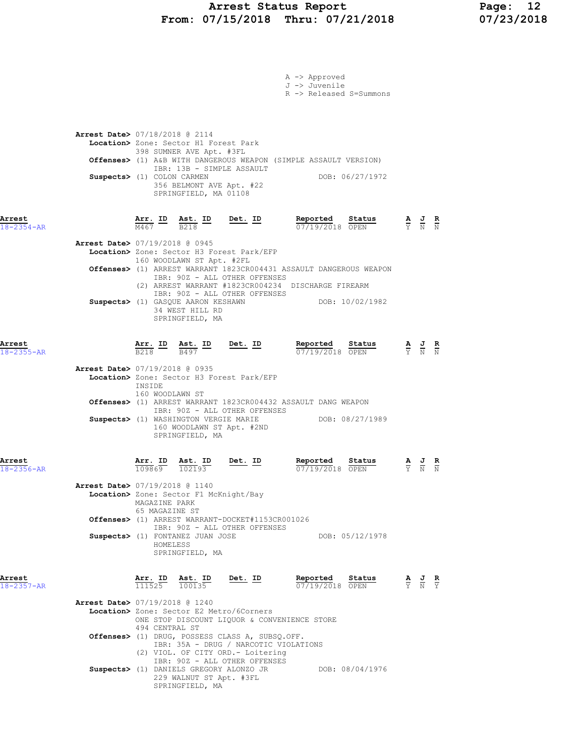A -> Approved
J -> Juvenile
R -> Released S=Summons

**Arrest Date>** 07/18/2018 @ 2114
**Location>** Zone: Sector H1 Forest Park
398 SUMNER AVE Apt. #3FL
**Offenses>** (1) A&B WITH DANGEROUS WEAPON (SIMPLE ASSAULT VERSION)
IBR: 13B - SIMPLE ASSAULT
**Suspects>** (1) COLON CARMEN — DOB: 06/27/1972
356 BELMONT AVE Apt. #22
SPRINGFIELD, MA 01108

| Arrest | Arr. ID | Ast. ID | Det. ID | Reported | Status | A | J | R |
|---|---|---|---|---|---|---|---|---|
| 18-2354-AR | M467 | B218 | | 07/19/2018 | OPEN | Y | N | N |

**Arrest Date>** 07/19/2018 @ 0945
**Location>** Zone: Sector H3 Forest Park/EFP
160 WOODLAWN ST Apt. #2FL
**Offenses>** (1) ARREST WARRANT 1823CR004431 ASSAULT DANGEROUS WEAPON
IBR: 90Z - ALL OTHER OFFENSES
(2) ARREST WARRANT #1823CR004234 DISCHARGE FIREARM
IBR: 90Z - ALL OTHER OFFENSES
**Suspects>** (1) GASQUE AARON KESHAWN — DOB: 10/02/1982
34 WEST HILL RD
SPRINGFIELD, MA

| Arrest | Arr. ID | Ast. ID | Det. ID | Reported | Status | A | J | R |
|---|---|---|---|---|---|---|---|---|
| 18-2355-AR | B218 | B497 | | 07/19/2018 | OPEN | Y | N | N |

**Arrest Date>** 07/19/2018 @ 0935
**Location>** Zone: Sector H3 Forest Park/EFP
INSIDE
160 WOODLAWN ST
**Offenses>** (1) ARREST WARRANT 1823CR004432 ASSAULT DANG WEAPON
IBR: 90Z - ALL OTHER OFFENSES
**Suspects>** (1) WASHINGTON VERGIE MARIE — DOB: 08/27/1989
160 WOODLAWN ST Apt. #2ND
SPRINGFIELD, MA

| Arrest | Arr. ID | Ast. ID | Det. ID | Reported | Status | A | J | R |
|---|---|---|---|---|---|---|---|---|
| 18-2356-AR | 109869 | 102193 | | 07/19/2018 | OPEN | Y | N | N |

**Arrest Date>** 07/19/2018 @ 1140
**Location>** Zone: Sector F1 McKnight/Bay
MAGAZINE PARK
65 MAGAZINE ST
**Offenses>** (1) ARREST WARRANT-DOCKET#1153CR001026
IBR: 90Z - ALL OTHER OFFENSES
**Suspects>** (1) FONTANEZ JUAN JOSE — DOB: 05/12/1978
HOMELESS
SPRINGFIELD, MA

| Arrest | Arr. ID | Ast. ID | Det. ID | Reported | Status | A | J | R |
|---|---|---|---|---|---|---|---|---|
| 18-2357-AR | 111525 | 100135 | | 07/19/2018 | OPEN | Y | N | Y |

**Arrest Date>** 07/19/2018 @ 1240
**Location>** Zone: Sector E2 Metro/6Corners
ONE STOP DISCOUNT LIQUOR & CONVENIENCE STORE
494 CENTRAL ST
**Offenses>** (1) DRUG, POSSESS CLASS A, SUBSQ.OFF.
IBR: 35A - DRUG / NARCOTIC VIOLATIONS
(2) VIOL. OF CITY ORD.- Loitering
IBR: 90Z - ALL OTHER OFFENSES
**Suspects>** (1) DANIELS GREGORY ALONZO JR — DOB: 08/04/1976
229 WALNUT ST Apt. #3FL
SPRINGFIELD, MA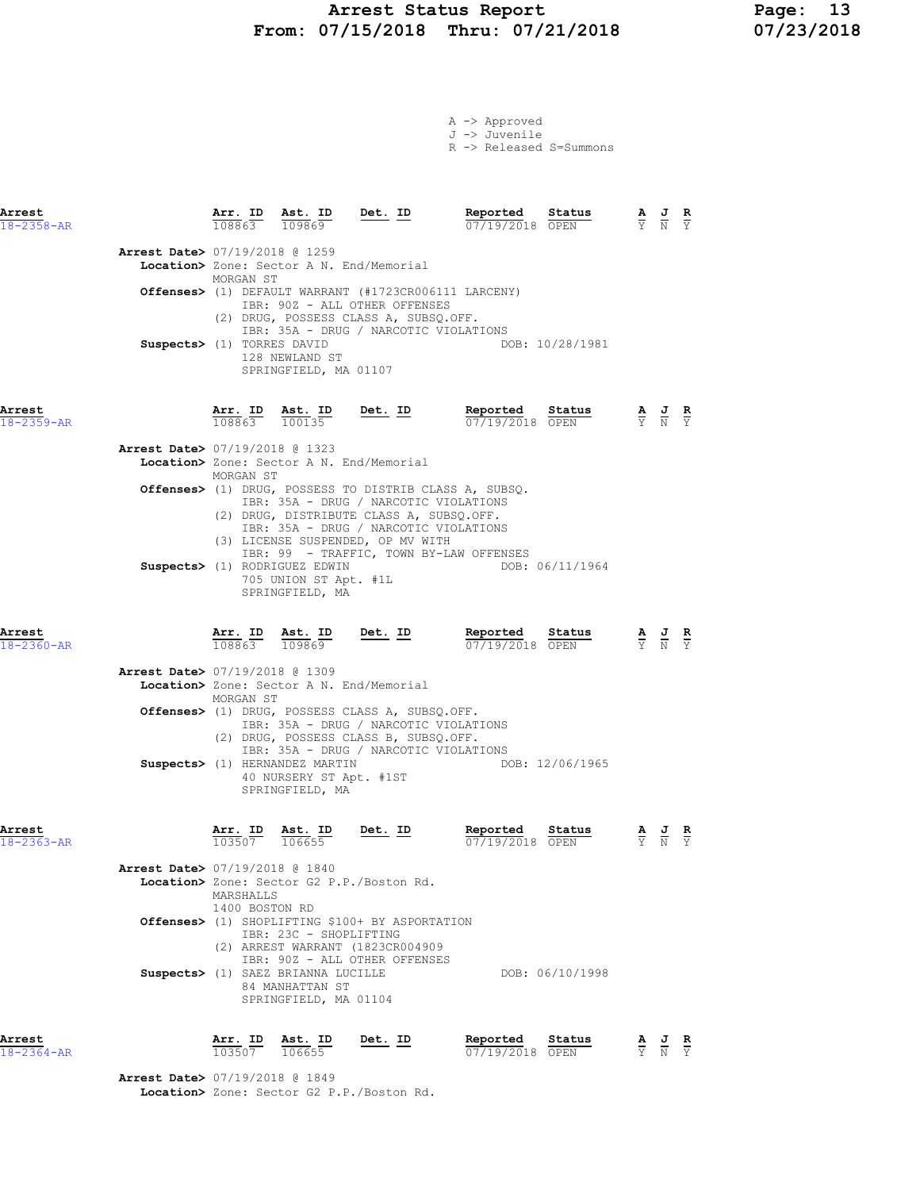A -> Approved
J -> Juvenile
R -> Released S=Summons

**Arrest** 18-2358-AR

| Arr. ID | Ast. ID | Det. ID | Reported | Status | A | J | R |
|---|---|---|---|---|---|---|---|
| 108863 | 109869 | | 07/19/2018 | OPEN | Y | N | Y |

**Arrest Date>** 07/19/2018 @ 1259
**Location>** Zone: Sector A N. End/Memorial
MORGAN ST
**Offenses>** (1) DEFAULT WARRANT (#1723CR006111 LARCENY)
IBR: 90Z - ALL OTHER OFFENSES
(2) DRUG, POSSESS CLASS A, SUBSQ.OFF.
IBR: 35A - DRUG / NARCOTIC VIOLATIONS
**Suspects>** (1) TORRES DAVID DOB: 10/28/1981
128 NEWLAND ST
SPRINGFIELD, MA 01107

**Arrest** 18-2359-AR

| Arr. ID | Ast. ID | Det. ID | Reported | Status | A | J | R |
|---|---|---|---|---|---|---|---|
| 108863 | 100135 | | 07/19/2018 | OPEN | Y | N | Y |

**Arrest Date>** 07/19/2018 @ 1323
**Location>** Zone: Sector A N. End/Memorial
MORGAN ST
**Offenses>** (1) DRUG, POSSESS TO DISTRIB CLASS A, SUBSQ.
IBR: 35A - DRUG / NARCOTIC VIOLATIONS
(2) DRUG, DISTRIBUTE CLASS A, SUBSQ.OFF.
IBR: 35A - DRUG / NARCOTIC VIOLATIONS
(3) LICENSE SUSPENDED, OP MV WITH
IBR: 99 - TRAFFIC, TOWN BY-LAW OFFENSES
**Suspects>** (1) RODRIGUEZ EDWIN DOB: 06/11/1964
705 UNION ST Apt. #1L
SPRINGFIELD, MA

**Arrest** 18-2360-AR

| Arr. ID | Ast. ID | Det. ID | Reported | Status | A | J | R |
|---|---|---|---|---|---|---|---|
| 108863 | 109869 | | 07/19/2018 | OPEN | Y | N | Y |

**Arrest Date>** 07/19/2018 @ 1309
**Location>** Zone: Sector A N. End/Memorial
MORGAN ST
**Offenses>** (1) DRUG, POSSESS CLASS A, SUBSQ.OFF.
IBR: 35A - DRUG / NARCOTIC VIOLATIONS
(2) DRUG, POSSESS CLASS B, SUBSQ.OFF.
IBR: 35A - DRUG / NARCOTIC VIOLATIONS
**Suspects>** (1) HERNANDEZ MARTIN DOB: 12/06/1965
40 NURSERY ST Apt. #1ST
SPRINGFIELD, MA

**Arrest** 18-2363-AR

| Arr. ID | Ast. ID | Det. ID | Reported | Status | A | J | R |
|---|---|---|---|---|---|---|---|
| 103507 | 106655 | | 07/19/2018 | OPEN | Y | N | Y |

**Arrest Date>** 07/19/2018 @ 1840
**Location>** Zone: Sector G2 P.P./Boston Rd.
MARSHALLS
1400 BOSTON RD
**Offenses>** (1) SHOPLIFTING $100+ BY ASPORTATION
IBR: 23C - SHOPLIFTING
(2) ARREST WARRANT (1823CR004909
IBR: 90Z - ALL OTHER OFFENSES
**Suspects>** (1) SAEZ BRIANNA LUCILLE DOB: 06/10/1998
84 MANHATTAN ST
SPRINGFIELD, MA 01104

**Arrest** 18-2364-AR

| Arr. ID | Ast. ID | Det. ID | Reported | Status | A | J | R |
|---|---|---|---|---|---|---|---|
| 103507 | 106655 | | 07/19/2018 | OPEN | Y | N | Y |

**Arrest Date>** 07/19/2018 @ 1849
**Location>** Zone: Sector G2 P.P./Boston Rd.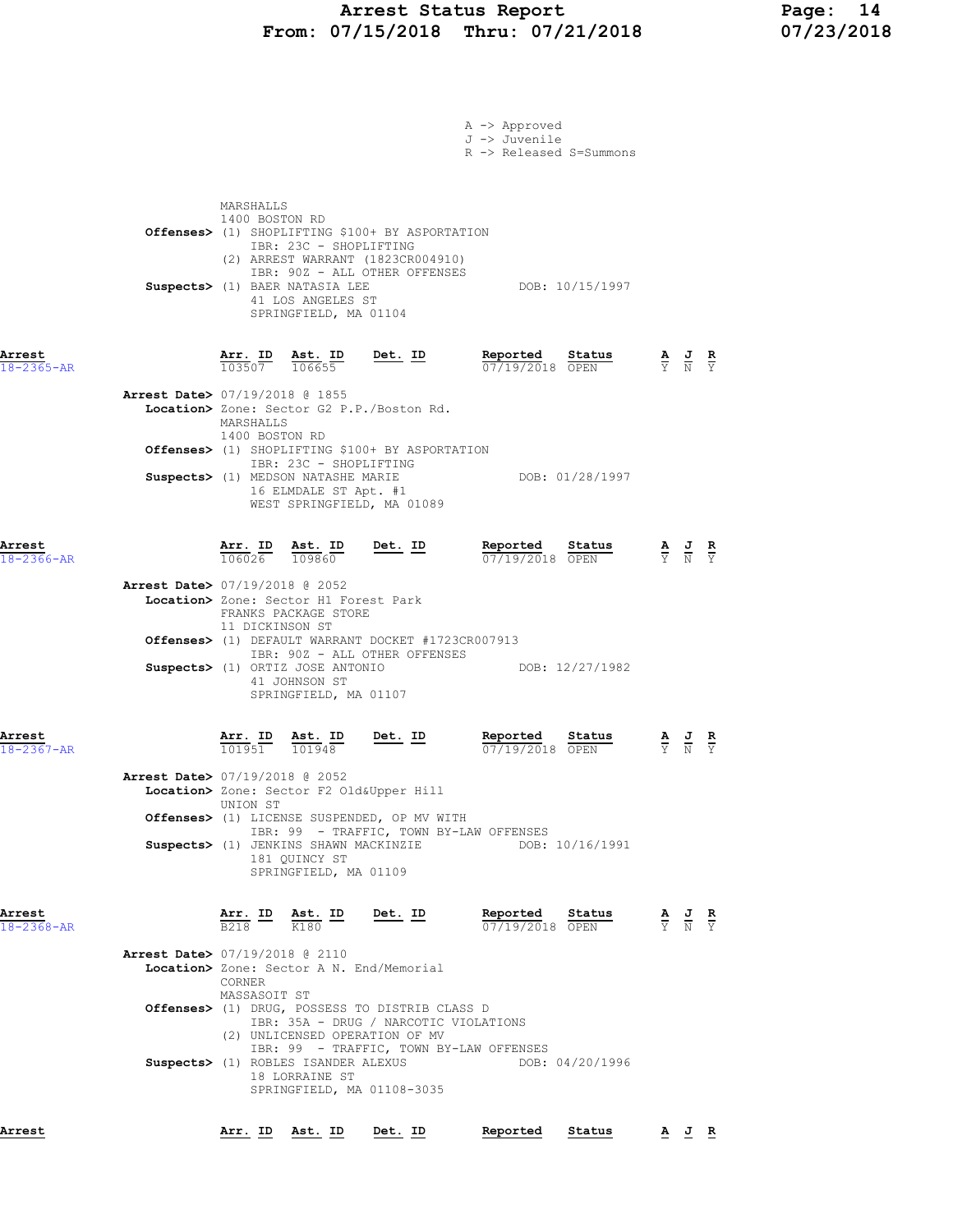A -> Approved
J -> Juvenile
R -> Released S=Summons

MARSHALLS
1400 BOSTON RD

**Offenses>** (1) SHOPLIFTING $100+ BY ASPORTATION
IBR: 23C - SHOPLIFTING
(2) ARREST WARRANT (1823CR004910)
IBR: 90Z - ALL OTHER OFFENSES

**Suspects>** (1) BAER NATASIA LEE — DOB: 10/15/1997
41 LOS ANGELES ST
SPRINGFIELD, MA 01104

---

| Arrest | Arr. ID | Ast. ID | Det. ID | Reported | Status | A | J | R |
|---|---|---|---|---|---|---|---|---|
| 18-2365-AR | 103507 | 106655 | | 07/19/2018 | OPEN | Y | N | Y |

**Arrest Date>** 07/19/2018 @ 1855
**Location>** Zone: Sector G2 P.P./Boston Rd.
MARSHALLS
1400 BOSTON RD
**Offenses>** (1) SHOPLIFTING $100+ BY ASPORTATION
IBR: 23C - SHOPLIFTING
**Suspects>** (1) MEDSON NATASHE MARIE — DOB: 01/28/1997
16 ELMDALE ST Apt. #1
WEST SPRINGFIELD, MA 01089

---

| Arrest | Arr. ID | Ast. ID | Det. ID | Reported | Status | A | J | R |
|---|---|---|---|---|---|---|---|---|
| 18-2366-AR | 106026 | 109860 | | 07/19/2018 | OPEN | Y | N | Y |

**Arrest Date>** 07/19/2018 @ 2052
**Location>** Zone: Sector H1 Forest Park
FRANKS PACKAGE STORE
11 DICKINSON ST
**Offenses>** (1) DEFAULT WARRANT DOCKET #1723CR007913
IBR: 90Z - ALL OTHER OFFENSES
**Suspects>** (1) ORTIZ JOSE ANTONIO — DOB: 12/27/1982
41 JOHNSON ST
SPRINGFIELD, MA 01107

---

| Arrest | Arr. ID | Ast. ID | Det. ID | Reported | Status | A | J | R |
|---|---|---|---|---|---|---|---|---|
| 18-2367-AR | 101951 | 101948 | | 07/19/2018 | OPEN | Y | N | Y |

**Arrest Date>** 07/19/2018 @ 2052
**Location>** Zone: Sector F2 Old&Upper Hill
UNION ST
**Offenses>** (1) LICENSE SUSPENDED, OP MV WITH
IBR: 99 - TRAFFIC, TOWN BY-LAW OFFENSES
**Suspects>** (1) JENKINS SHAWN MACKINZIE — DOB: 10/16/1991
181 QUINCY ST
SPRINGFIELD, MA 01109

---

| Arrest | Arr. ID | Ast. ID | Det. ID | Reported | Status | A | J | R |
|---|---|---|---|---|---|---|---|---|
| 18-2368-AR | B218 | K180 | | 07/19/2018 | OPEN | Y | N | Y |

**Arrest Date>** 07/19/2018 @ 2110
**Location>** Zone: Sector A N. End/Memorial
CORNER
MASSASOIT ST
**Offenses>** (1) DRUG, POSSESS TO DISTRIB CLASS D
IBR: 35A - DRUG / NARCOTIC VIOLATIONS
(2) UNLICENSED OPERATION OF MV
IBR: 99 - TRAFFIC, TOWN BY-LAW OFFENSES
**Suspects>** (1) ROBLES ISANDER ALEXUS — DOB: 04/20/1996
18 LORRAINE ST
SPRINGFIELD, MA 01108-3035

---

| Arrest | Arr. ID | Ast. ID | Det. ID | Reported | Status | A | J | R |
|---|---|---|---|---|---|---|---|---|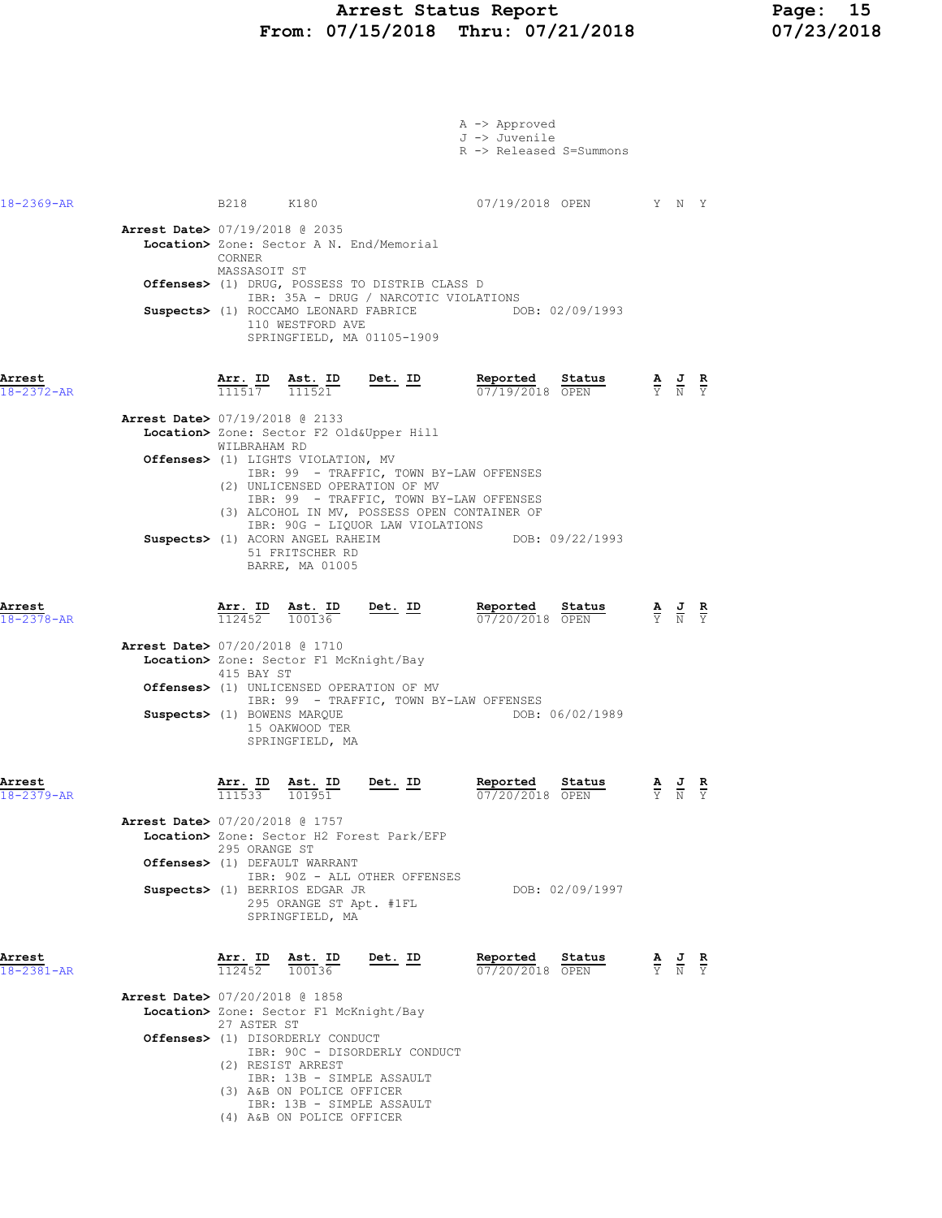A -> Approved
J -> Juvenile
R -> Released S=Summons

| Arrest | Arr. ID | Ast. ID | Det. ID | Reported | Status | A | J | R |
|---|---|---|---|---|---|---|---|---|
| 18-2369-AR | B218 | K180 | | 07/19/2018 | OPEN | Y | N | Y |

**Arrest Date>** 07/19/2018 @ 2035
**Location>** Zone: Sector A N. End/Memorial
CORNER
MASSASOIT ST
**Offenses>** (1) DRUG, POSSESS TO DISTRIB CLASS D
IBR: 35A - DRUG / NARCOTIC VIOLATIONS
**Suspects>** (1) ROCCAMO LEONARD FABRICE DOB: 02/09/1993
110 WESTFORD AVE
SPRINGFIELD, MA 01105-1909

| Arrest | Arr. ID | Ast. ID | Det. ID | Reported | Status | A | J | R |
|---|---|---|---|---|---|---|---|---|
| 18-2372-AR | 111517 | 111521 | | 07/19/2018 | OPEN | Y | N | Y |

**Arrest Date>** 07/19/2018 @ 2133
**Location>** Zone: Sector F2 Old&Upper Hill
WILBRAHAM RD
**Offenses>** (1) LIGHTS VIOLATION, MV
IBR: 99 - TRAFFIC, TOWN BY-LAW OFFENSES
(2) UNLICENSED OPERATION OF MV
IBR: 99 - TRAFFIC, TOWN BY-LAW OFFENSES
(3) ALCOHOL IN MV, POSSESS OPEN CONTAINER OF
IBR: 90G - LIQUOR LAW VIOLATIONS
**Suspects>** (1) ACORN ANGEL RAHEIM DOB: 09/22/1993
51 FRITSCHER RD
BARRE, MA 01005

| Arrest | Arr. ID | Ast. ID | Det. ID | Reported | Status | A | J | R |
|---|---|---|---|---|---|---|---|---|
| 18-2378-AR | 112452 | 100136 | | 07/20/2018 | OPEN | Y | N | Y |

**Arrest Date>** 07/20/2018 @ 1710
**Location>** Zone: Sector F1 McKnight/Bay
415 BAY ST
**Offenses>** (1) UNLICENSED OPERATION OF MV
IBR: 99 - TRAFFIC, TOWN BY-LAW OFFENSES
**Suspects>** (1) BOWENS MARQUE DOB: 06/02/1989
15 OAKWOOD TER
SPRINGFIELD, MA

| Arrest | Arr. ID | Ast. ID | Det. ID | Reported | Status | A | J | R |
|---|---|---|---|---|---|---|---|---|
| 18-2379-AR | 111533 | 101951 | | 07/20/2018 | OPEN | Y | N | Y |

**Arrest Date>** 07/20/2018 @ 1757
**Location>** Zone: Sector H2 Forest Park/EFP
295 ORANGE ST
**Offenses>** (1) DEFAULT WARRANT
IBR: 90Z - ALL OTHER OFFENSES
**Suspects>** (1) BERRIOS EDGAR JR DOB: 02/09/1997
295 ORANGE ST Apt. #1FL
SPRINGFIELD, MA

| Arrest | Arr. ID | Ast. ID | Det. ID | Reported | Status | A | J | R |
|---|---|---|---|---|---|---|---|---|
| 18-2381-AR | 112452 | 100136 | | 07/20/2018 | OPEN | Y | N | Y |

**Arrest Date>** 07/20/2018 @ 1858
**Location>** Zone: Sector F1 McKnight/Bay
27 ASTER ST
**Offenses>** (1) DISORDERLY CONDUCT
IBR: 90C - DISORDERLY CONDUCT
(2) RESIST ARREST
IBR: 13B - SIMPLE ASSAULT
(3) A&B ON POLICE OFFICER
IBR: 13B - SIMPLE ASSAULT
(4) A&B ON POLICE OFFICER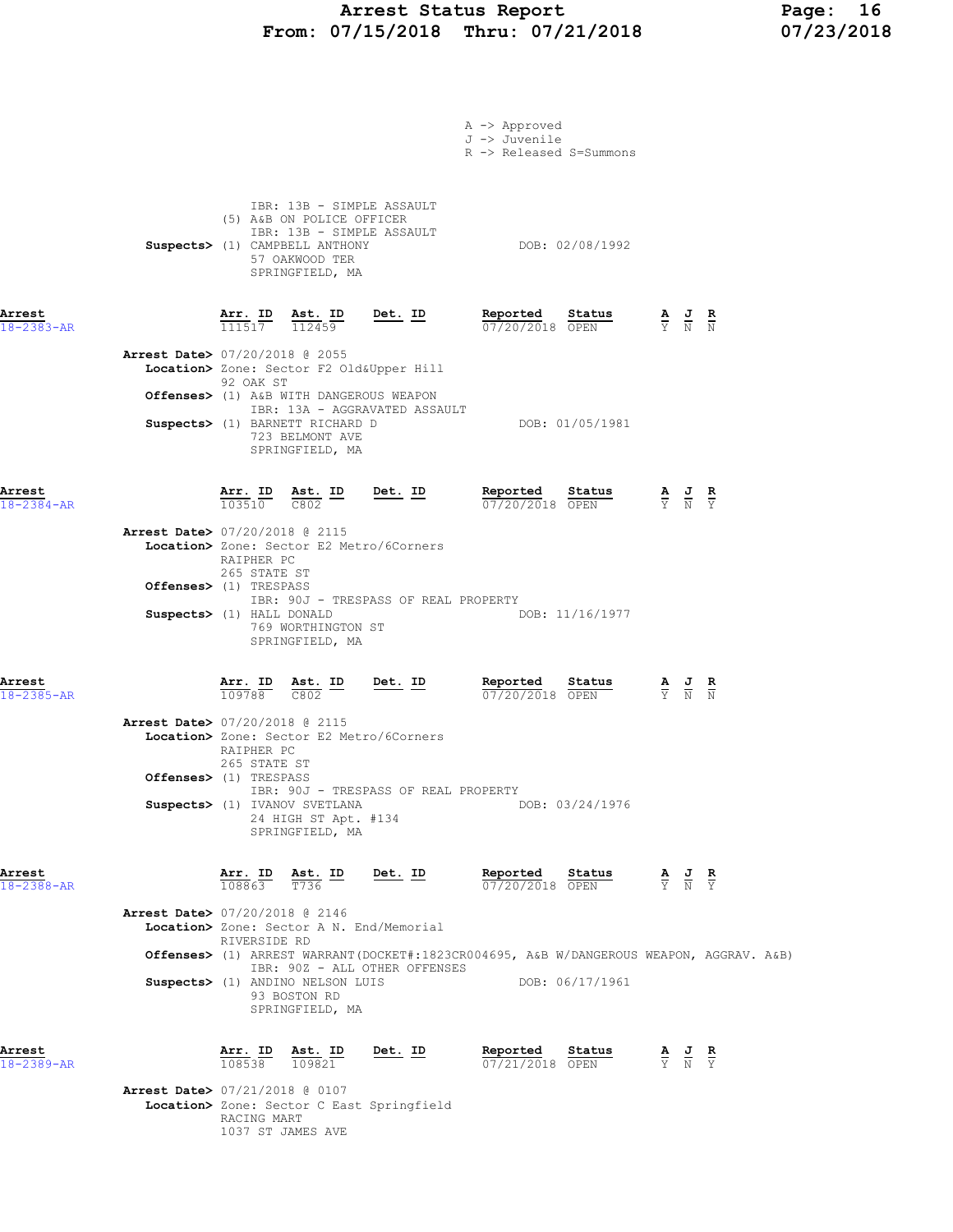A -> Approved
J -> Juvenile
R -> Released S=Summons

IBR: 13B - SIMPLE ASSAULT
(5) A&B ON POLICE OFFICER
IBR: 13B - SIMPLE ASSAULT
**Suspects>** (1) CAMPBELL ANTHONY DOB: 02/08/1992
57 OAKWOOD TER
SPRINGFIELD, MA

**Arrest** 18-2383-AR

| Arr. ID | Ast. ID | Det. ID | Reported | Status | A | J | R |
|---|---|---|---|---|---|---|---|
| 111517 | 112459 | | 07/20/2018 | OPEN | Y | N | N |

**Arrest Date>** 07/20/2018 @ 2055
**Location>** Zone: Sector F2 Old&Upper Hill
92 OAK ST
**Offenses>** (1) A&B WITH DANGEROUS WEAPON
IBR: 13A - AGGRAVATED ASSAULT
**Suspects>** (1) BARNETT RICHARD D DOB: 01/05/1981
723 BELMONT AVE
SPRINGFIELD, MA

**Arrest** 18-2384-AR

| Arr. ID | Ast. ID | Det. ID | Reported | Status | A | J | R |
|---|---|---|---|---|---|---|---|
| 103510 | C802 | | 07/20/2018 | OPEN | Y | N | Y |

**Arrest Date>** 07/20/2018 @ 2115
**Location>** Zone: Sector E2 Metro/6Corners
RAIPHER PC
265 STATE ST
**Offenses>** (1) TRESPASS
IBR: 90J - TRESPASS OF REAL PROPERTY
**Suspects>** (1) HALL DONALD DOB: 11/16/1977
769 WORTHINGTON ST
SPRINGFIELD, MA

**Arrest** 18-2385-AR

| Arr. ID | Ast. ID | Det. ID | Reported | Status | A | J | R |
|---|---|---|---|---|---|---|---|
| 109788 | C802 | | 07/20/2018 | OPEN | Y | N | N |

**Arrest Date>** 07/20/2018 @ 2115
**Location>** Zone: Sector E2 Metro/6Corners
RAIPHER PC
265 STATE ST
**Offenses>** (1) TRESPASS
IBR: 90J - TRESPASS OF REAL PROPERTY
**Suspects>** (1) IVANOV SVETLANA DOB: 03/24/1976
24 HIGH ST Apt. #134
SPRINGFIELD, MA

**Arrest** 18-2388-AR

| Arr. ID | Ast. ID | Det. ID | Reported | Status | A | J | R |
|---|---|---|---|---|---|---|---|
| 108863 | T736 | | 07/20/2018 | OPEN | Y | N | Y |

**Arrest Date>** 07/20/2018 @ 2146
**Location>** Zone: Sector A N. End/Memorial
RIVERSIDE RD
**Offenses>** (1) ARREST WARRANT(DOCKET#:1823CR004695, A&B W/DANGEROUS WEAPON, AGGRAV. A&B)
IBR: 90Z - ALL OTHER OFFENSES
**Suspects>** (1) ANDINO NELSON LUIS DOB: 06/17/1961
93 BOSTON RD
SPRINGFIELD, MA

**Arrest** 18-2389-AR

| Arr. ID | Ast. ID | Det. ID | Reported | Status | A | J | R |
|---|---|---|---|---|---|---|---|
| 108538 | 109821 | | 07/21/2018 | OPEN | Y | N | Y |

**Arrest Date>** 07/21/2018 @ 0107
**Location>** Zone: Sector C East Springfield
RACING MART
1037 ST JAMES AVE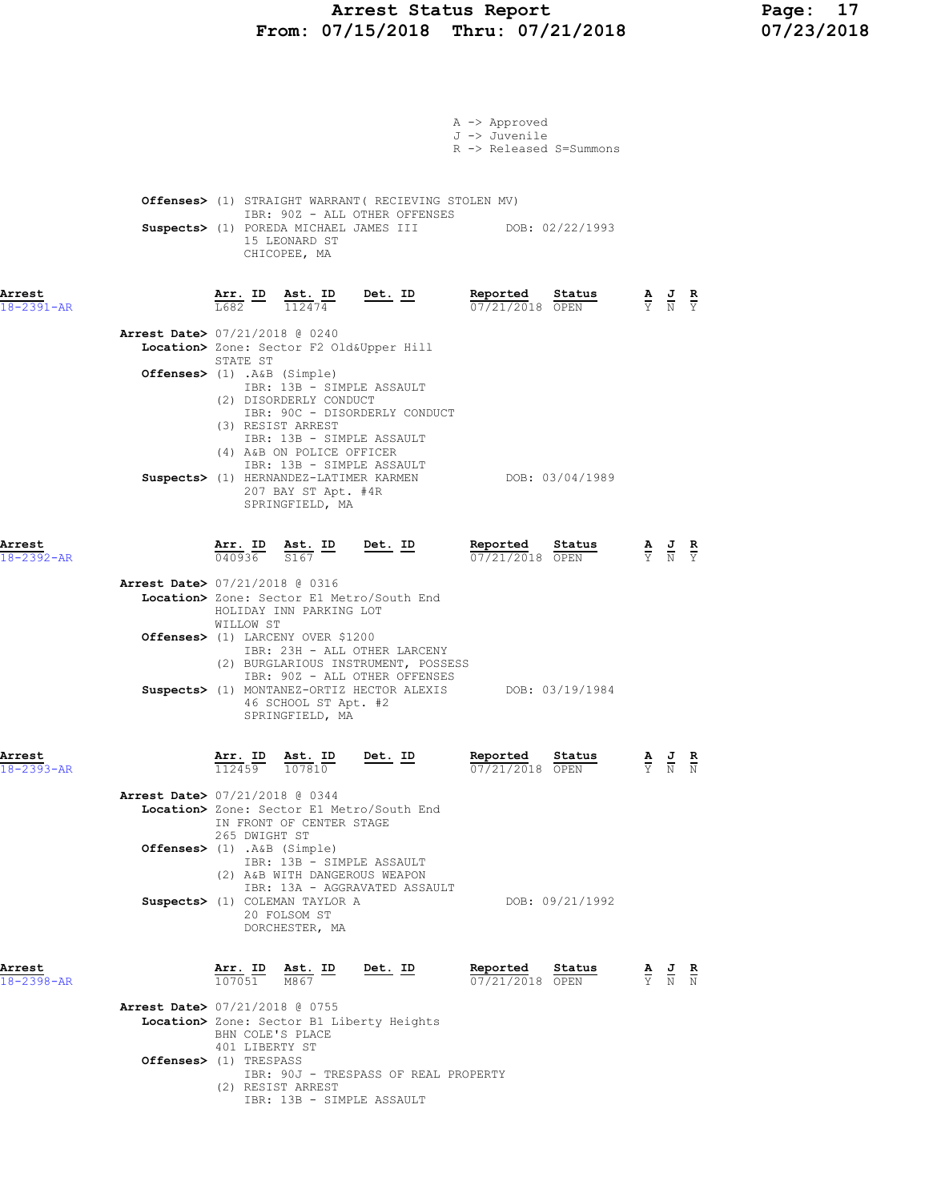A -> Approved
J -> Juvenile
R -> Released S=Summons

**Offenses>** (1) STRAIGHT WARRANT( RECIEVING STOLEN MV)
IBR: 90Z - ALL OTHER OFFENSES
**Suspects>** (1) POREDA MICHAEL JAMES III DOB: 02/22/1993
15 LEONARD ST
CHICOPEE, MA

| Arrest | Arr. ID | Ast. ID | Det. ID | Reported | Status | A | J | R |
|---|---|---|---|---|---|---|---|---|
| 18-2391-AR | L682 | 112474 | | 07/21/2018 | OPEN | Y | N | Y |

**Arrest Date>** 07/21/2018 @ 0240
**Location>** Zone: Sector F2 Old&Upper Hill
STATE ST
**Offenses>** (1) .A&B (Simple)
IBR: 13B - SIMPLE ASSAULT
(2) DISORDERLY CONDUCT
IBR: 90C - DISORDERLY CONDUCT
(3) RESIST ARREST
IBR: 13B - SIMPLE ASSAULT
(4) A&B ON POLICE OFFICER
IBR: 13B - SIMPLE ASSAULT
**Suspects>** (1) HERNANDEZ-LATIMER KARMEN DOB: 03/04/1989
207 BAY ST Apt. #4R
SPRINGFIELD, MA

| Arrest | Arr. ID | Ast. ID | Det. ID | Reported | Status | A | J | R |
|---|---|---|---|---|---|---|---|---|
| 18-2392-AR | 040936 | S167 | | 07/21/2018 | OPEN | Y | N | Y |

**Arrest Date>** 07/21/2018 @ 0316
**Location>** Zone: Sector E1 Metro/South End
HOLIDAY INN PARKING LOT
WILLOW ST
**Offenses>** (1) LARCENY OVER $1200
IBR: 23H - ALL OTHER LARCENY
(2) BURGLARIOUS INSTRUMENT, POSSESS
IBR: 90Z - ALL OTHER OFFENSES
**Suspects>** (1) MONTANEZ-ORTIZ HECTOR ALEXIS DOB: 03/19/1984
46 SCHOOL ST Apt. #2
SPRINGFIELD, MA

| Arrest | Arr. ID | Ast. ID | Det. ID | Reported | Status | A | J | R |
|---|---|---|---|---|---|---|---|---|
| 18-2393-AR | 112459 | 107810 | | 07/21/2018 | OPEN | Y | N | N |

**Arrest Date>** 07/21/2018 @ 0344
**Location>** Zone: Sector E1 Metro/South End
IN FRONT OF CENTER STAGE
265 DWIGHT ST
**Offenses>** (1) .A&B (Simple)
IBR: 13B - SIMPLE ASSAULT
(2) A&B WITH DANGEROUS WEAPON
IBR: 13A - AGGRAVATED ASSAULT
**Suspects>** (1) COLEMAN TAYLOR A DOB: 09/21/1992
20 FOLSOM ST
DORCHESTER, MA

| Arrest | Arr. ID | Ast. ID | Det. ID | Reported | Status | A | J | R |
|---|---|---|---|---|---|---|---|---|
| 18-2398-AR | 107051 | M867 | | 07/21/2018 | OPEN | Y | N | N |

**Arrest Date>** 07/21/2018 @ 0755
**Location>** Zone: Sector B1 Liberty Heights
BHN COLE'S PLACE
401 LIBERTY ST
**Offenses>** (1) TRESPASS
IBR: 90J - TRESPASS OF REAL PROPERTY
(2) RESIST ARREST
IBR: 13B - SIMPLE ASSAULT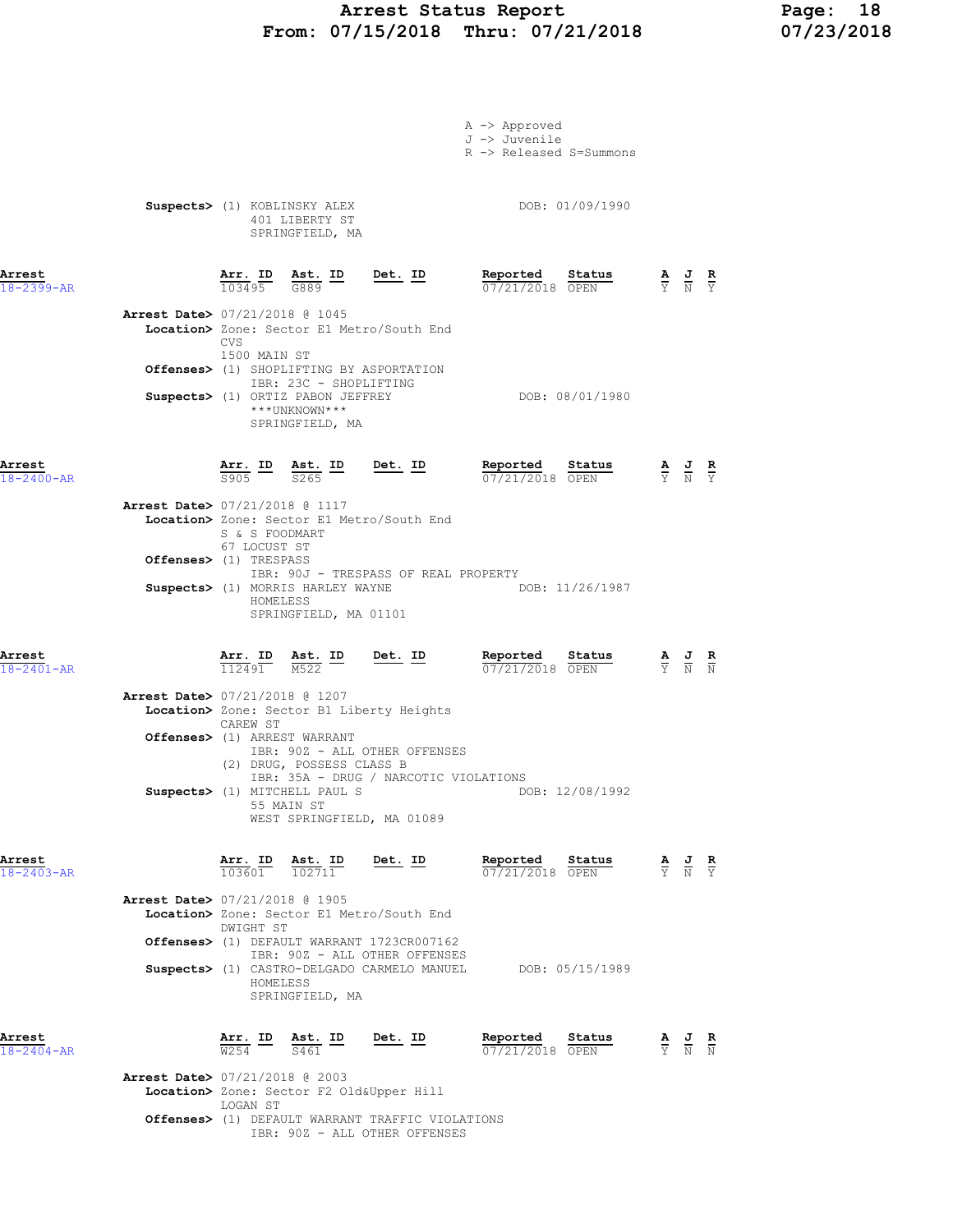A -> Approved
J -> Juvenile
R -> Released S=Summons

**Suspects>** (1) KOBLINSKY ALEX DOB: 01/09/1990
401 LIBERTY ST
SPRINGFIELD, MA

---

**Arrest** 18-2399-AR

| Arr. ID | Ast. ID | Det. ID | Reported | Status | A | J | R |
|---|---|---|---|---|---|---|---|
| 103495 | G889 | | 07/21/2018 | OPEN | Y | N | Y |

**Arrest Date>** 07/21/2018 @ 1045
**Location>** Zone: Sector E1 Metro/South End
CVS
1500 MAIN ST
**Offenses>** (1) SHOPLIFTING BY ASPORTATION
IBR: 23C - SHOPLIFTING
**Suspects>** (1) ORTIZ PABON JEFFREY DOB: 08/01/1980
\*\*\*UNKNOWN\*\*\*
SPRINGFIELD, MA

---

**Arrest** 18-2400-AR

| Arr. ID | Ast. ID | Det. ID | Reported | Status | A | J | R |
|---|---|---|---|---|---|---|---|
| S905 | S265 | | 07/21/2018 | OPEN | Y | N | Y |

**Arrest Date>** 07/21/2018 @ 1117
**Location>** Zone: Sector E1 Metro/South End
S & S FOODMART
67 LOCUST ST
**Offenses>** (1) TRESPASS
IBR: 90J - TRESPASS OF REAL PROPERTY
**Suspects>** (1) MORRIS HARLEY WAYNE DOB: 11/26/1987
HOMELESS
SPRINGFIELD, MA 01101

---

**Arrest** 18-2401-AR

| Arr. ID | Ast. ID | Det. ID | Reported | Status | A | J | R |
|---|---|---|---|---|---|---|---|
| 112491 | M522 | | 07/21/2018 | OPEN | Y | N | N |

**Arrest Date>** 07/21/2018 @ 1207
**Location>** Zone: Sector B1 Liberty Heights
CAREW ST
**Offenses>** (1) ARREST WARRANT
IBR: 90Z - ALL OTHER OFFENSES
(2) DRUG, POSSESS CLASS B
IBR: 35A - DRUG / NARCOTIC VIOLATIONS
**Suspects>** (1) MITCHELL PAUL S DOB: 12/08/1992
55 MAIN ST
WEST SPRINGFIELD, MA 01089

---

**Arrest** 18-2403-AR

| Arr. ID | Ast. ID | Det. ID | Reported | Status | A | J | R |
|---|---|---|---|---|---|---|---|
| 103601 | 102711 | | 07/21/2018 | OPEN | Y | N | Y |

**Arrest Date>** 07/21/2018 @ 1905
**Location>** Zone: Sector E1 Metro/South End
DWIGHT ST
**Offenses>** (1) DEFAULT WARRANT 1723CR007162
IBR: 90Z - ALL OTHER OFFENSES
**Suspects>** (1) CASTRO-DELGADO CARMELO MANUEL DOB: 05/15/1989
HOMELESS
SPRINGFIELD, MA

---

**Arrest** 18-2404-AR

| Arr. ID | Ast. ID | Det. ID | Reported | Status | A | J | R |
|---|---|---|---|---|---|---|---|
| W254 | S461 | | 07/21/2018 | OPEN | Y | N | N |

**Arrest Date>** 07/21/2018 @ 2003
**Location>** Zone: Sector F2 Old&Upper Hill
LOGAN ST
**Offenses>** (1) DEFAULT WARRANT TRAFFIC VIOLATIONS
IBR: 90Z - ALL OTHER OFFENSES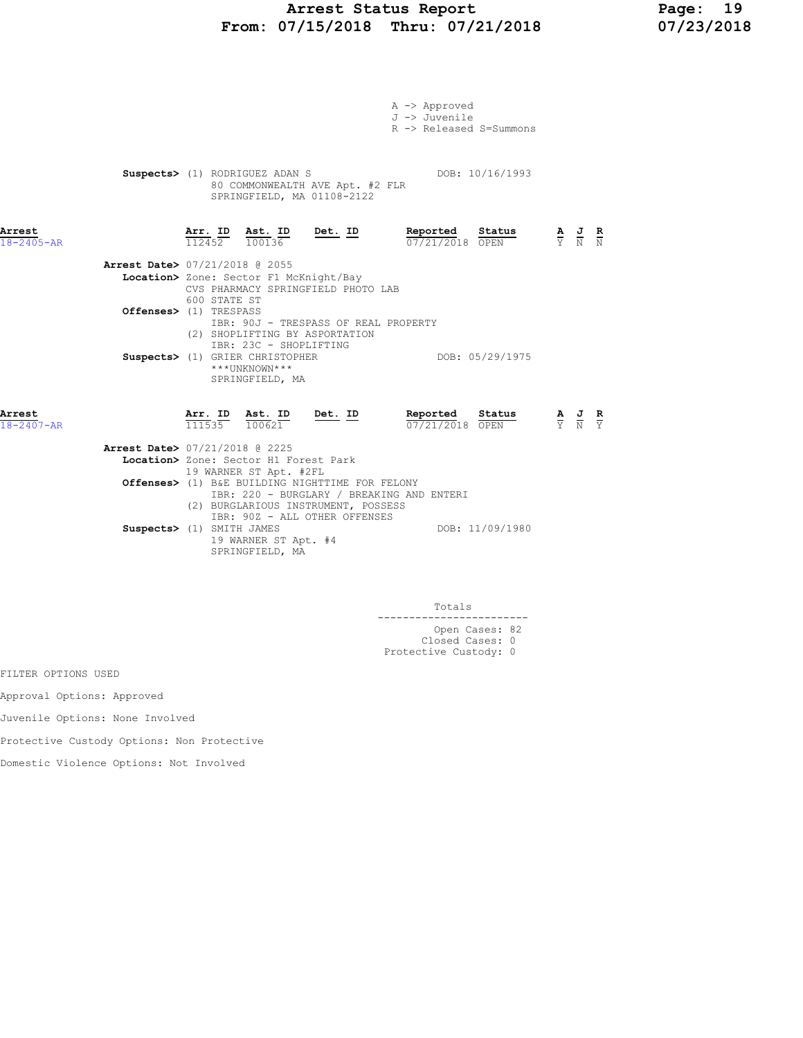A -> Approved
J -> Juvenile
R -> Released S=Summons

**Suspects>** (1) RODRIGUEZ ADAN S DOB: 10/16/1993
80 COMMONWEALTH AVE Apt. #2 FLR
SPRINGFIELD, MA 01108-2122

| Arrest | Arr. ID | Ast. ID | Det. ID | Reported | Status | A | J | R |
|---|---|---|---|---|---|---|---|---|
| 18-2405-AR | 112452 | 100136 | | 07/21/2018 | OPEN | Y | N | N |

**Arrest Date>** 07/21/2018 @ 2055
**Location>** Zone: Sector F1 McKnight/Bay
CVS PHARMACY SPRINGFIELD PHOTO LAB
600 STATE ST
**Offenses>** (1) TRESPASS
IBR: 90J - TRESPASS OF REAL PROPERTY
(2) SHOPLIFTING BY ASPORTATION
IBR: 23C - SHOPLIFTING
**Suspects>** (1) GRIER CHRISTOPHER DOB: 05/29/1975
\*\*\*UNKNOWN\*\*\*
SPRINGFIELD, MA

| Arrest | Arr. ID | Ast. ID | Det. ID | Reported | Status | A | J | R |
|---|---|---|---|---|---|---|---|---|
| 18-2407-AR | 111535 | 100621 | | 07/21/2018 | OPEN | Y | N | Y |

**Arrest Date>** 07/21/2018 @ 2225
**Location>** Zone: Sector H1 Forest Park
19 WARNER ST Apt. #2FL
**Offenses>** (1) B&E BUILDING NIGHTTIME FOR FELONY
IBR: 220 - BURGLARY / BREAKING AND ENTERI
(2) BURGLARIOUS INSTRUMENT, POSSESS
IBR: 90Z - ALL OTHER OFFENSES
**Suspects>** (1) SMITH JAMES DOB: 11/09/1980
19 WARNER ST Apt. #4
SPRINGFIELD, MA

Totals
------------------------
Open Cases: 82
Closed Cases: 0
Protective Custody: 0

FILTER OPTIONS USED

Approval Options: Approved

Juvenile Options: None Involved

Protective Custody Options: Non Protective

Domestic Violence Options: Not Involved